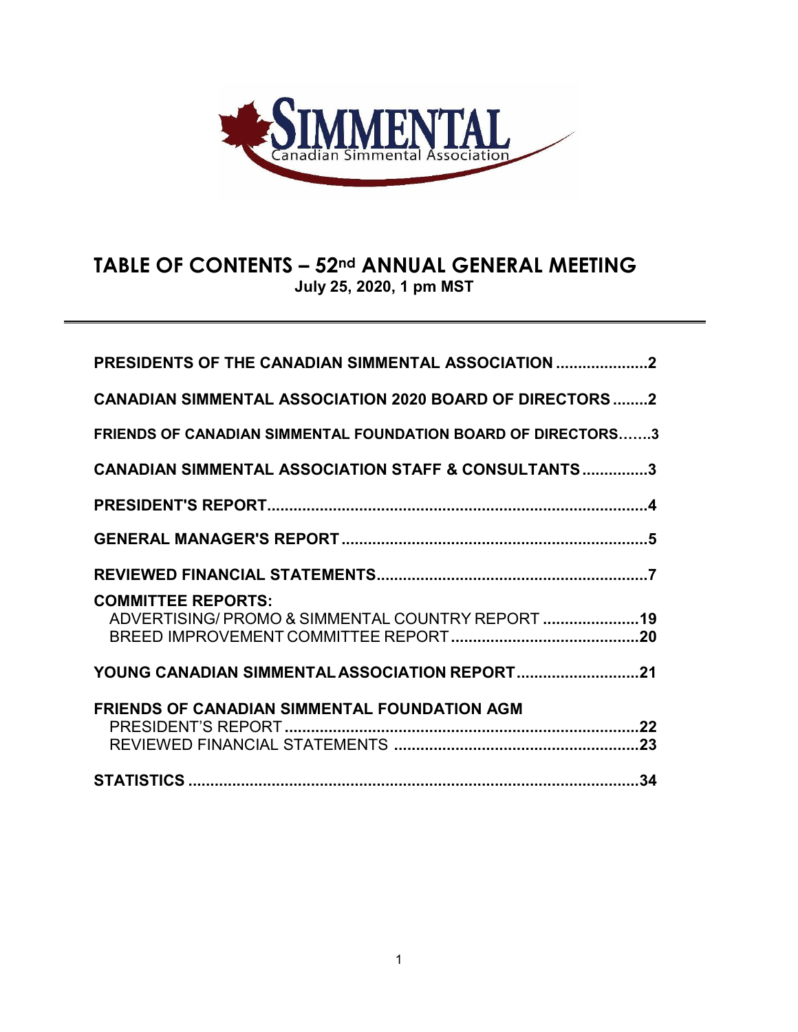SIMMENTAL
Canadian Simmental Association

# TABLE OF CONTENTS – 52nd ANNUAL GENERAL MEETING

**July 25, 2020, 1 pm MST**

---

**PRESIDENTS OF THE CANADIAN SIMMENTAL ASSOCIATION .....................2**

**CANADIAN SIMMENTAL ASSOCIATION 2020 BOARD OF DIRECTORS ........2**

**FRIENDS OF CANADIAN SIMMENTAL FOUNDATION BOARD OF DIRECTORS.......3**

**CANADIAN SIMMENTAL ASSOCIATION STAFF & CONSULTANTS ...............3**

**PRESIDENT'S REPORT........................................................................................4**

**GENERAL MANAGER'S REPORT ......................................................................5**

**REVIEWED FINANCIAL STATEMENTS...............................................................7**

**COMMITTEE REPORTS:**
ADVERTISING/ PROMO & SIMMENTAL COUNTRY REPORT ......................**19**
BREED IMPROVEMENT COMMITTEE REPORT ...........................................**20**

**YOUNG CANADIAN SIMMENTAL ASSOCIATION REPORT ............................21**

**FRIENDS OF CANADIAN SIMMENTAL FOUNDATION AGM**
PRESIDENT'S REPORT .................................................................................**22**
REVIEWED FINANCIAL STATEMENTS ........................................................**23**

**STATISTICS .......................................................................................................34**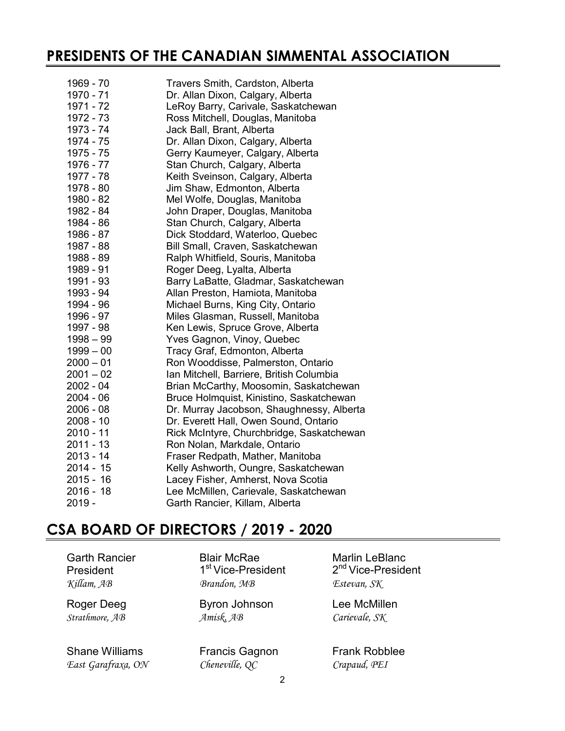## PRESIDENTS OF THE CANADIAN SIMMENTAL ASSOCIATION

| | |
|---|---|
| 1969 - 70 | Travers Smith, Cardston, Alberta |
| 1970 - 71 | Dr. Allan Dixon, Calgary, Alberta |
| 1971 - 72 | LeRoy Barry, Carivale, Saskatchewan |
| 1972 - 73 | Ross Mitchell, Douglas, Manitoba |
| 1973 - 74 | Jack Ball, Brant, Alberta |
| 1974 - 75 | Dr. Allan Dixon, Calgary, Alberta |
| 1975 - 75 | Gerry Kaumeyer, Calgary, Alberta |
| 1976 - 77 | Stan Church, Calgary, Alberta |
| 1977 - 78 | Keith Sveinson, Calgary, Alberta |
| 1978 - 80 | Jim Shaw, Edmonton, Alberta |
| 1980 - 82 | Mel Wolfe, Douglas, Manitoba |
| 1982 - 84 | John Draper, Douglas, Manitoba |
| 1984 - 86 | Stan Church, Calgary, Alberta |
| 1986 - 87 | Dick Stoddard, Waterloo, Quebec |
| 1987 - 88 | Bill Small, Craven, Saskatchewan |
| 1988 - 89 | Ralph Whitfield, Souris, Manitoba |
| 1989 - 91 | Roger Deeg, Lyalta, Alberta |
| 1991 - 93 | Barry LaBatte, Gladmar, Saskatchewan |
| 1993 - 94 | Allan Preston, Hamiota, Manitoba |
| 1994 - 96 | Michael Burns, King City, Ontario |
| 1996 - 97 | Miles Glasman, Russell, Manitoba |
| 1997 - 98 | Ken Lewis, Spruce Grove, Alberta |
| 1998 – 99 | Yves Gagnon, Vinoy, Quebec |
| 1999 – 00 | Tracy Graf, Edmonton, Alberta |
| 2000 – 01 | Ron Wooddisse, Palmerston, Ontario |
| 2001 – 02 | Ian Mitchell, Barriere, British Columbia |
| 2002 - 04 | Brian McCarthy, Moosomin, Saskatchewan |
| 2004 - 06 | Bruce Holmquist, Kinistino, Saskatchewan |
| 2006 - 08 | Dr. Murray Jacobson, Shaughnessy, Alberta |
| 2008 - 10 | Dr. Everett Hall, Owen Sound, Ontario |
| 2010 - 11 | Rick McIntyre, Churchbridge, Saskatchewan |
| 2011 - 13 | Ron Nolan, Markdale, Ontario |
| 2013 - 14 | Fraser Redpath, Mather, Manitoba |
| 2014 - 15 | Kelly Ashworth, Oungre, Saskatchewan |
| 2015 - 16 | Lacey Fisher, Amherst, Nova Scotia |
| 2016 - 18 | Lee McMillen, Carievale, Saskatchewan |
| 2019 - | Garth Rancier, Killam, Alberta |

## CSA BOARD OF DIRECTORS / 2019 - 2020

Garth Rancier
President
*Killam, AB*

Blair McRae
1st Vice-President
*Brandon, MB*

Marlin LeBlanc
2nd Vice-President
*Estevan, SK*

Roger Deeg
*Strathmore, AB*

Byron Johnson
*Amisk, AB*

Lee McMillen
*Carievale, SK*

Shane Williams
*East Garafraxa, ON*

Francis Gagnon
*Cheneville, QC*

Frank Robblee
*Crapaud, PEI*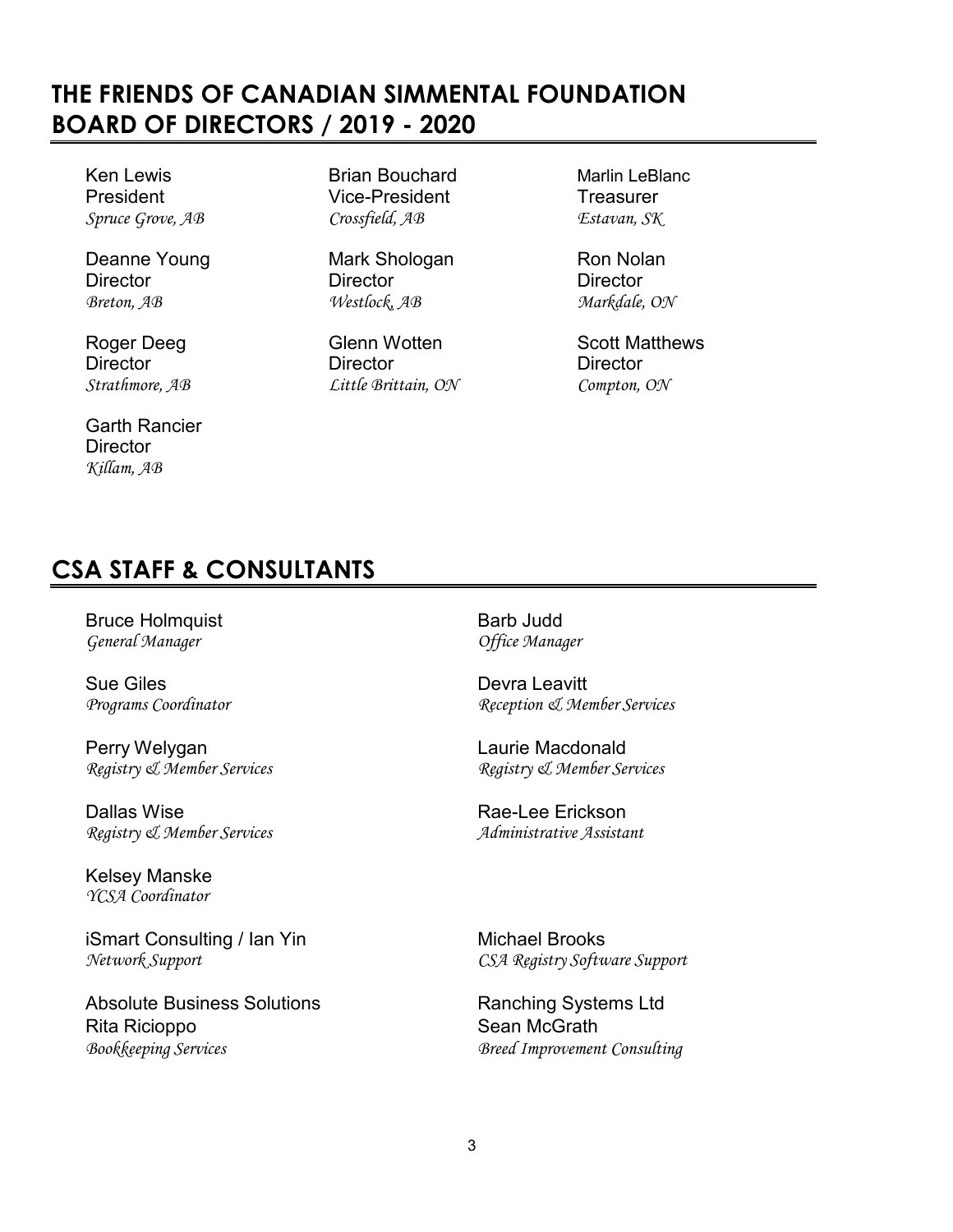## THE FRIENDS OF CANADIAN SIMMENTAL FOUNDATION BOARD OF DIRECTORS / 2019 - 2020

Ken Lewis
President
*Spruce Grove, AB*

Brian Bouchard
Vice-President
*Crossfield, AB*

Marlin LeBlanc
Treasurer
*Estavan, SK*

Deanne Young
Director
*Breton, AB*

Mark Shologan
Director
*Westlock, AB*

Ron Nolan
Director
*Markdale, ON*

Roger Deeg
Director
*Strathmore, AB*

Glenn Wotten
Director
*Little Brittain, ON*

Scott Matthews
Director
*Compton, ON*

Garth Rancier
Director
*Killam, AB*

## CSA STAFF & CONSULTANTS

Bruce Holmquist
*General Manager*

Barb Judd
*Office Manager*

Sue Giles
*Programs Coordinator*

Devra Leavitt
*Reception & Member Services*

Perry Welygan
*Registry & Member Services*

Laurie Macdonald
*Registry & Member Services*

Dallas Wise
*Registry & Member Services*

Rae-Lee Erickson
*Administrative Assistant*

Kelsey Manske
*YCSA Coordinator*

iSmart Consulting / Ian Yin
*Network Support*

Michael Brooks
*CSA Registry Software Support*

Absolute Business Solutions
Rita Ricioppo
*Bookkeeping Services*

Ranching Systems Ltd
Sean McGrath
*Breed Improvement Consulting*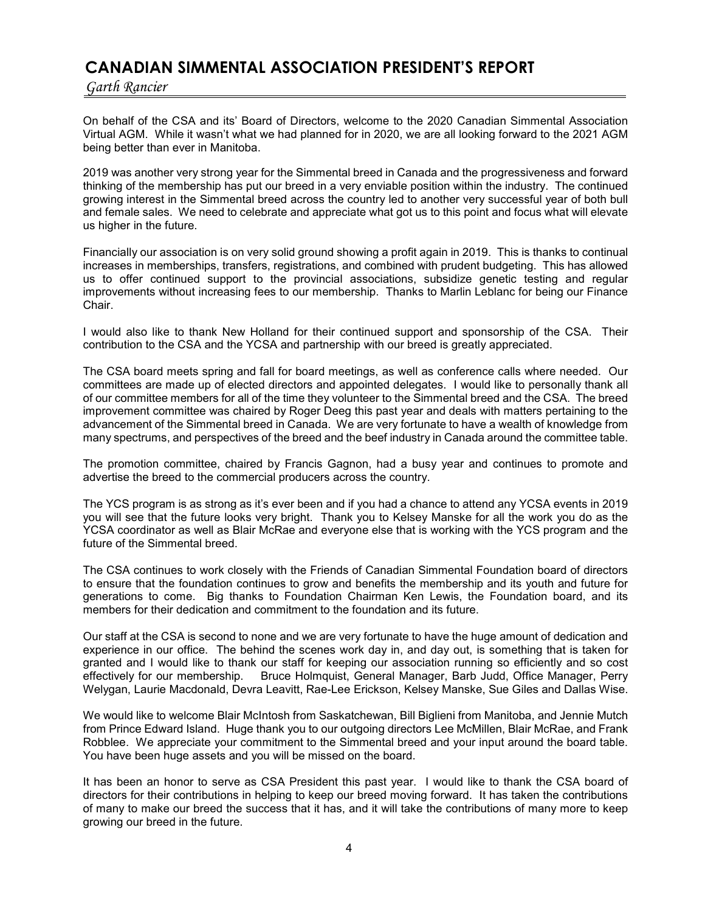# CANADIAN SIMMENTAL ASSOCIATION PRESIDENT'S REPORT

*Garth Rancier*

On behalf of the CSA and its' Board of Directors, welcome to the 2020 Canadian Simmental Association Virtual AGM. While it wasn't what we had planned for in 2020, we are all looking forward to the 2021 AGM being better than ever in Manitoba.

2019 was another very strong year for the Simmental breed in Canada and the progressiveness and forward thinking of the membership has put our breed in a very enviable position within the industry. The continued growing interest in the Simmental breed across the country led to another very successful year of both bull and female sales. We need to celebrate and appreciate what got us to this point and focus what will elevate us higher in the future.

Financially our association is on very solid ground showing a profit again in 2019. This is thanks to continual increases in memberships, transfers, registrations, and combined with prudent budgeting. This has allowed us to offer continued support to the provincial associations, subsidize genetic testing and regular improvements without increasing fees to our membership. Thanks to Marlin Leblanc for being our Finance Chair.

I would also like to thank New Holland for their continued support and sponsorship of the CSA. Their contribution to the CSA and the YCSA and partnership with our breed is greatly appreciated.

The CSA board meets spring and fall for board meetings, as well as conference calls where needed. Our committees are made up of elected directors and appointed delegates. I would like to personally thank all of our committee members for all of the time they volunteer to the Simmental breed and the CSA. The breed improvement committee was chaired by Roger Deeg this past year and deals with matters pertaining to the advancement of the Simmental breed in Canada. We are very fortunate to have a wealth of knowledge from many spectrums, and perspectives of the breed and the beef industry in Canada around the committee table.

The promotion committee, chaired by Francis Gagnon, had a busy year and continues to promote and advertise the breed to the commercial producers across the country.

The YCS program is as strong as it's ever been and if you had a chance to attend any YCSA events in 2019 you will see that the future looks very bright. Thank you to Kelsey Manske for all the work you do as the YCSA coordinator as well as Blair McRae and everyone else that is working with the YCS program and the future of the Simmental breed.

The CSA continues to work closely with the Friends of Canadian Simmental Foundation board of directors to ensure that the foundation continues to grow and benefits the membership and its youth and future for generations to come. Big thanks to Foundation Chairman Ken Lewis, the Foundation board, and its members for their dedication and commitment to the foundation and its future.

Our staff at the CSA is second to none and we are very fortunate to have the huge amount of dedication and experience in our office. The behind the scenes work day in, and day out, is something that is taken for granted and I would like to thank our staff for keeping our association running so efficiently and so cost effectively for our membership. Bruce Holmquist, General Manager, Barb Judd, Office Manager, Perry Welygan, Laurie Macdonald, Devra Leavitt, Rae-Lee Erickson, Kelsey Manske, Sue Giles and Dallas Wise.

We would like to welcome Blair McIntosh from Saskatchewan, Bill Biglieni from Manitoba, and Jennie Mutch from Prince Edward Island. Huge thank you to our outgoing directors Lee McMillen, Blair McRae, and Frank Robblee. We appreciate your commitment to the Simmental breed and your input around the board table. You have been huge assets and you will be missed on the board.

It has been an honor to serve as CSA President this past year. I would like to thank the CSA board of directors for their contributions in helping to keep our breed moving forward. It has taken the contributions of many to make our breed the success that it has, and it will take the contributions of many more to keep growing our breed in the future.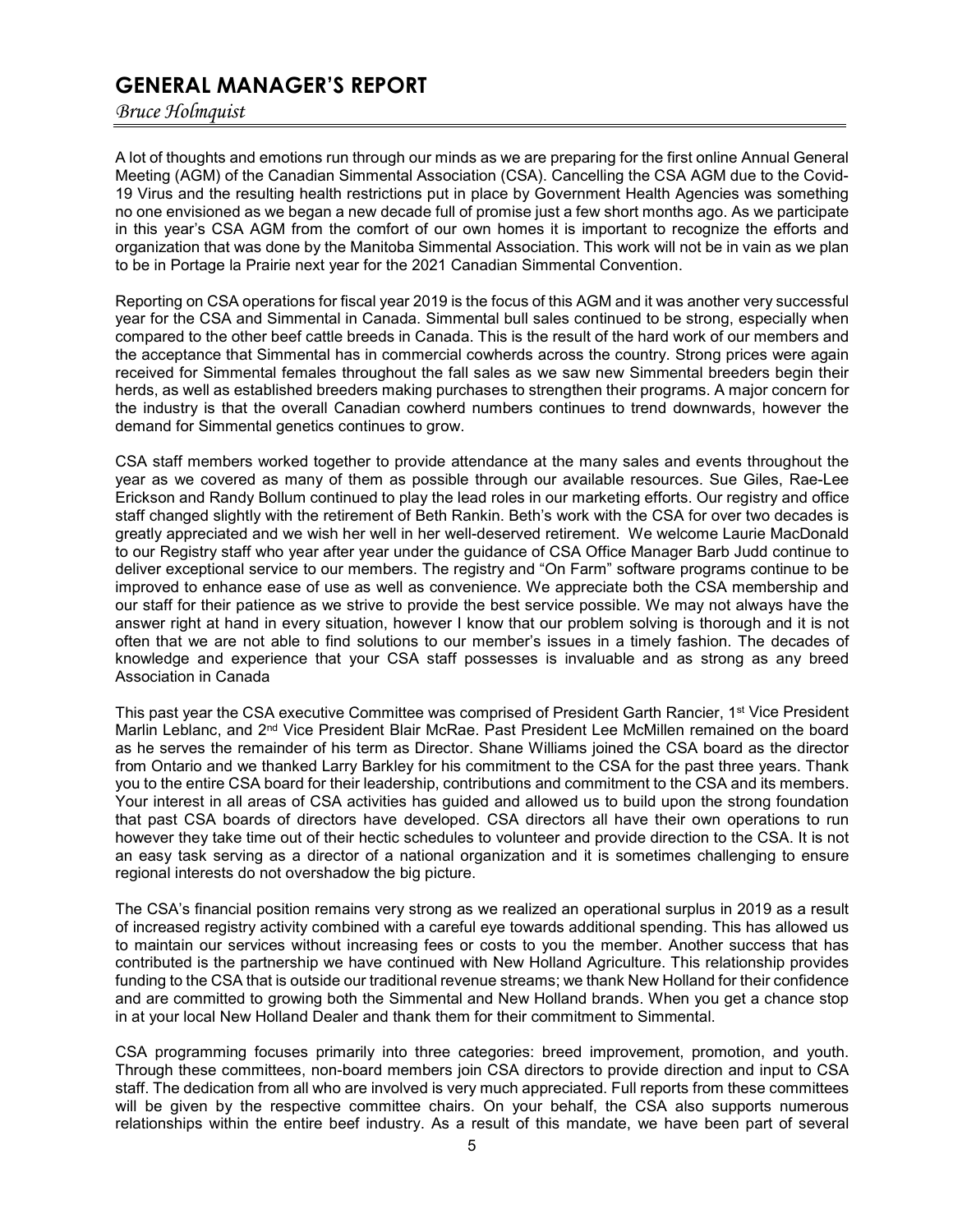# GENERAL MANAGER'S REPORT

*Bruce Holmquist*

A lot of thoughts and emotions run through our minds as we are preparing for the first online Annual General Meeting (AGM) of the Canadian Simmental Association (CSA). Cancelling the CSA AGM due to the Covid-19 Virus and the resulting health restrictions put in place by Government Health Agencies was something no one envisioned as we began a new decade full of promise just a few short months ago. As we participate in this year's CSA AGM from the comfort of our own homes it is important to recognize the efforts and organization that was done by the Manitoba Simmental Association. This work will not be in vain as we plan to be in Portage la Prairie next year for the 2021 Canadian Simmental Convention.

Reporting on CSA operations for fiscal year 2019 is the focus of this AGM and it was another very successful year for the CSA and Simmental in Canada. Simmental bull sales continued to be strong, especially when compared to the other beef cattle breeds in Canada. This is the result of the hard work of our members and the acceptance that Simmental has in commercial cowherds across the country. Strong prices were again received for Simmental females throughout the fall sales as we saw new Simmental breeders begin their herds, as well as established breeders making purchases to strengthen their programs. A major concern for the industry is that the overall Canadian cowherd numbers continues to trend downwards, however the demand for Simmental genetics continues to grow.

CSA staff members worked together to provide attendance at the many sales and events throughout the year as we covered as many of them as possible through our available resources. Sue Giles, Rae-Lee Erickson and Randy Bollum continued to play the lead roles in our marketing efforts. Our registry and office staff changed slightly with the retirement of Beth Rankin. Beth's work with the CSA for over two decades is greatly appreciated and we wish her well in her well-deserved retirement. We welcome Laurie MacDonald to our Registry staff who year after year under the guidance of CSA Office Manager Barb Judd continue to deliver exceptional service to our members. The registry and "On Farm" software programs continue to be improved to enhance ease of use as well as convenience. We appreciate both the CSA membership and our staff for their patience as we strive to provide the best service possible. We may not always have the answer right at hand in every situation, however I know that our problem solving is thorough and it is not often that we are not able to find solutions to our member's issues in a timely fashion. The decades of knowledge and experience that your CSA staff possesses is invaluable and as strong as any breed Association in Canada

This past year the CSA executive Committee was comprised of President Garth Rancier, 1st Vice President Marlin Leblanc, and 2nd Vice President Blair McRae. Past President Lee McMillen remained on the board as he serves the remainder of his term as Director. Shane Williams joined the CSA board as the director from Ontario and we thanked Larry Barkley for his commitment to the CSA for the past three years. Thank you to the entire CSA board for their leadership, contributions and commitment to the CSA and its members. Your interest in all areas of CSA activities has guided and allowed us to build upon the strong foundation that past CSA boards of directors have developed. CSA directors all have their own operations to run however they take time out of their hectic schedules to volunteer and provide direction to the CSA. It is not an easy task serving as a director of a national organization and it is sometimes challenging to ensure regional interests do not overshadow the big picture.

The CSA's financial position remains very strong as we realized an operational surplus in 2019 as a result of increased registry activity combined with a careful eye towards additional spending. This has allowed us to maintain our services without increasing fees or costs to you the member. Another success that has contributed is the partnership we have continued with New Holland Agriculture. This relationship provides funding to the CSA that is outside our traditional revenue streams; we thank New Holland for their confidence and are committed to growing both the Simmental and New Holland brands. When you get a chance stop in at your local New Holland Dealer and thank them for their commitment to Simmental.

CSA programming focuses primarily into three categories: breed improvement, promotion, and youth. Through these committees, non-board members join CSA directors to provide direction and input to CSA staff. The dedication from all who are involved is very much appreciated. Full reports from these committees will be given by the respective committee chairs. On your behalf, the CSA also supports numerous relationships within the entire beef industry. As a result of this mandate, we have been part of several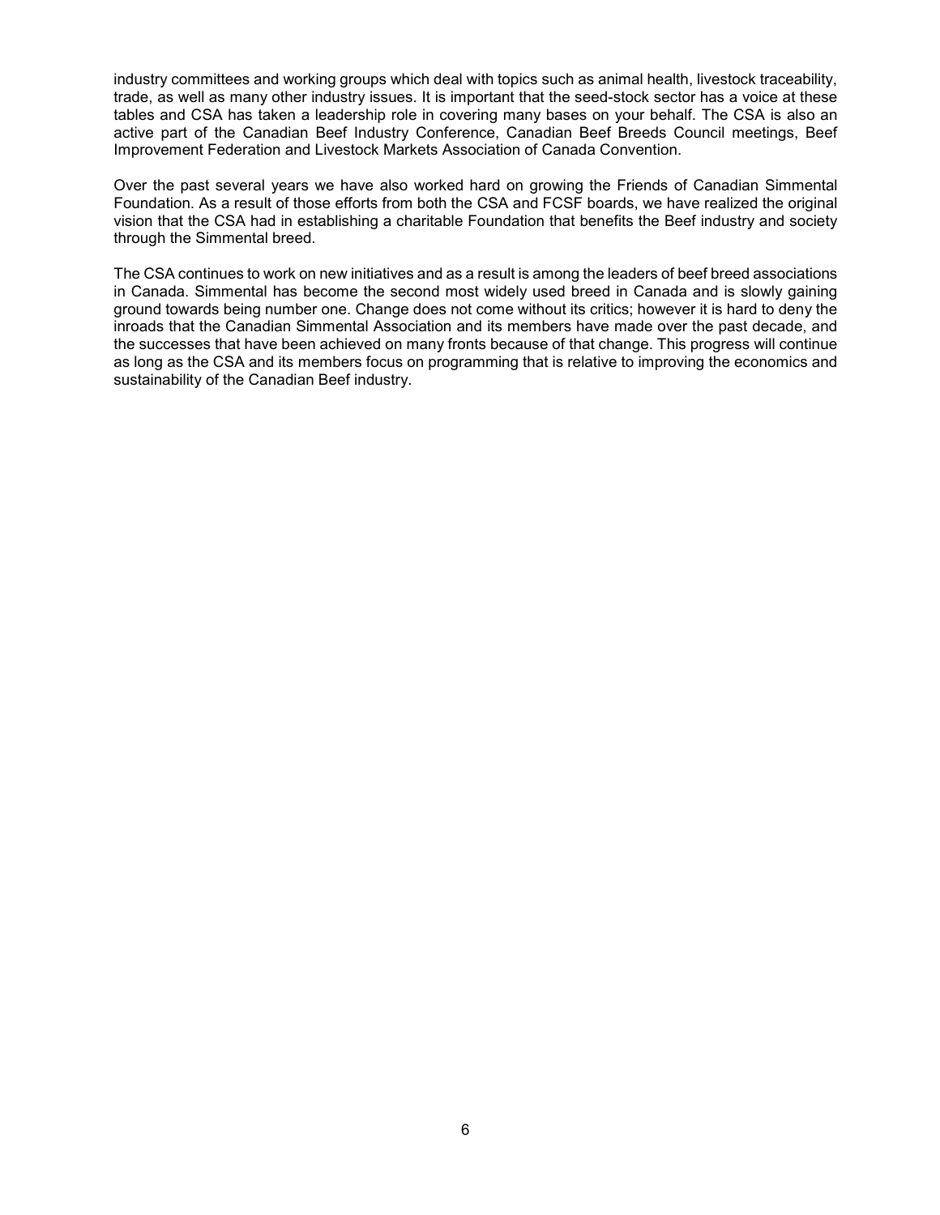industry committees and working groups which deal with topics such as animal health, livestock traceability, trade, as well as many other industry issues. It is important that the seed-stock sector has a voice at these tables and CSA has taken a leadership role in covering many bases on your behalf. The CSA is also an active part of the Canadian Beef Industry Conference, Canadian Beef Breeds Council meetings, Beef Improvement Federation and Livestock Markets Association of Canada Convention.

Over the past several years we have also worked hard on growing the Friends of Canadian Simmental Foundation. As a result of those efforts from both the CSA and FCSF boards, we have realized the original vision that the CSA had in establishing a charitable Foundation that benefits the Beef industry and society through the Simmental breed.

The CSA continues to work on new initiatives and as a result is among the leaders of beef breed associations in Canada. Simmental has become the second most widely used breed in Canada and is slowly gaining ground towards being number one. Change does not come without its critics; however it is hard to deny the inroads that the Canadian Simmental Association and its members have made over the past decade, and the successes that have been achieved on many fronts because of that change. This progress will continue as long as the CSA and its members focus on programming that is relative to improving the economics and sustainability of the Canadian Beef industry.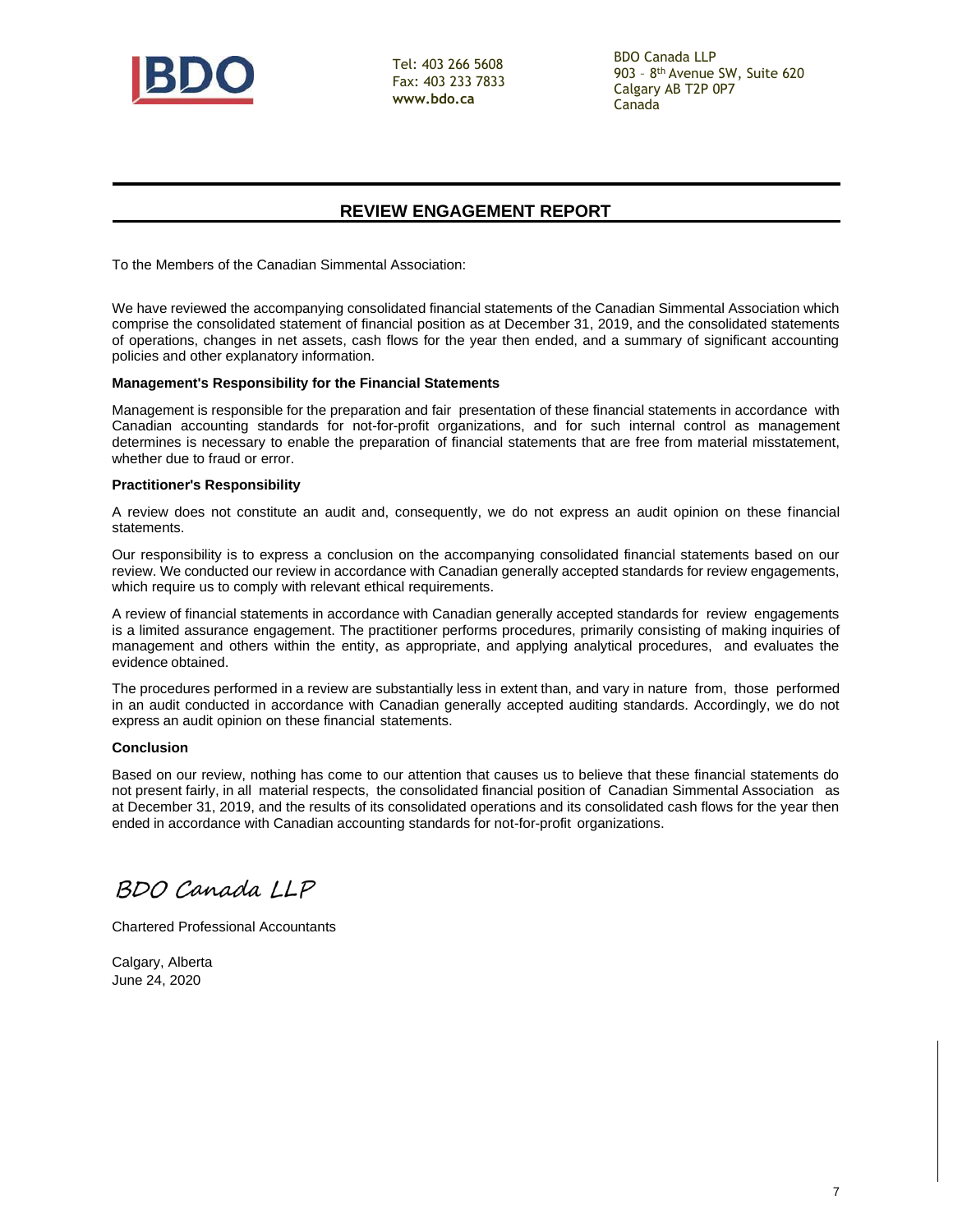Tel: 403 266 5608
Fax: 403 233 7833
**www.bdo.ca**

BDO Canada LLP
903 – 8th Avenue SW, Suite 620
Calgary AB T2P 0P7
Canada

## REVIEW ENGAGEMENT REPORT

To the Members of the Canadian Simmental Association:

We have reviewed the accompanying consolidated financial statements of the Canadian Simmental Association which comprise the consolidated statement of financial position as at December 31, 2019, and the consolidated statements of operations, changes in net assets, cash flows for the year then ended, and a summary of significant accounting policies and other explanatory information.

**Management's Responsibility for the Financial Statements**

Management is responsible for the preparation and fair presentation of these financial statements in accordance with Canadian accounting standards for not-for-profit organizations, and for such internal control as management determines is necessary to enable the preparation of financial statements that are free from material misstatement, whether due to fraud or error.

**Practitioner's Responsibility**

A review does not constitute an audit and, consequently, we do not express an audit opinion on these financial statements.

Our responsibility is to express a conclusion on the accompanying consolidated financial statements based on our review. We conducted our review in accordance with Canadian generally accepted standards for review engagements, which require us to comply with relevant ethical requirements.

A review of financial statements in accordance with Canadian generally accepted standards for review engagements is a limited assurance engagement. The practitioner performs procedures, primarily consisting of making inquiries of management and others within the entity, as appropriate, and applying analytical procedures, and evaluates the evidence obtained.

The procedures performed in a review are substantially less in extent than, and vary in nature from, those performed in an audit conducted in accordance with Canadian generally accepted auditing standards. Accordingly, we do not express an audit opinion on these financial statements.

**Conclusion**

Based on our review, nothing has come to our attention that causes us to believe that these financial statements do not present fairly, in all material respects, the consolidated financial position of Canadian Simmental Association as at December 31, 2019, and the results of its consolidated operations and its consolidated cash flows for the year then ended in accordance with Canadian accounting standards for not-for-profit organizations.

*BDO Canada LLP*

Chartered Professional Accountants

Calgary, Alberta
June 24, 2020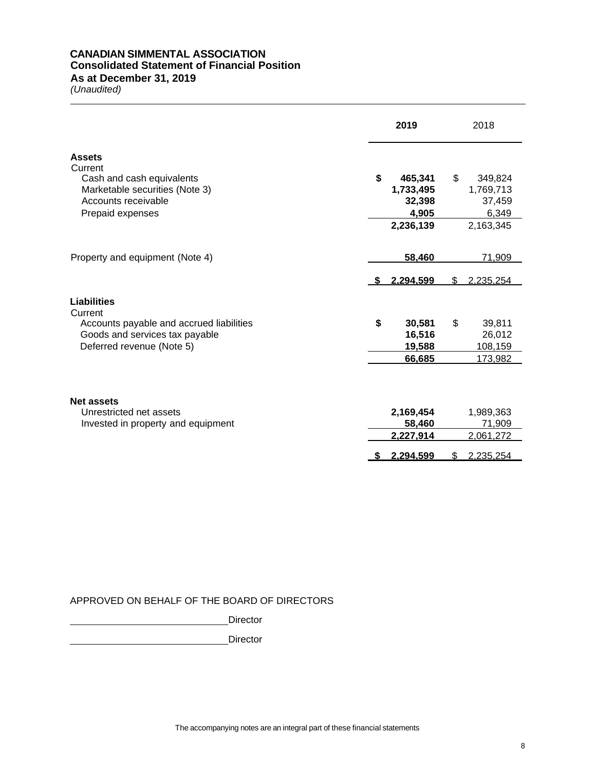# CANADIAN SIMMENTAL ASSOCIATION
## Consolidated Statement of Financial Position
## As at December 31, 2019
*(Unaudited)*

| | **2019** | 2018 |
|---|---|---|
| **Assets** | | |
| Current | | |
| Cash and cash equivalents | **$ 465,341** | $ 349,824 |
| Marketable securities (Note 3) | **1,733,495** | 1,769,713 |
| Accounts receivable | **32,398** | 37,459 |
| Prepaid expenses | **4,905** | 6,349 |
| | **2,236,139** | 2,163,345 |
| Property and equipment (Note 4) | **58,460** | 71,909 |
| | **$ 2,294,599** | $ 2,235,254 |
| **Liabilities** | | |
| Current | | |
| Accounts payable and accrued liabilities | **$ 30,581** | $ 39,811 |
| Goods and services tax payable | **16,516** | 26,012 |
| Deferred revenue (Note 5) | **19,588** | 108,159 |
| | **66,685** | 173,982 |
| **Net assets** | | |
| Unrestricted net assets | **2,169,454** | 1,989,363 |
| Invested in property and equipment | **58,460** | 71,909 |
| | **2,227,914** | 2,061,272 |
| | **$ 2,294,599** | $ 2,235,254 |

APPROVED ON BEHALF OF THE BOARD OF DIRECTORS

\_\_\_\_\_\_\_\_\_\_\_\_\_\_\_\_\_\_\_\_\_\_\_\_\_\_\_\_\_\_Director

\_\_\_\_\_\_\_\_\_\_\_\_\_\_\_\_\_\_\_\_\_\_\_\_\_\_\_\_\_\_Director

The accompanying notes are an integral part of these financial statements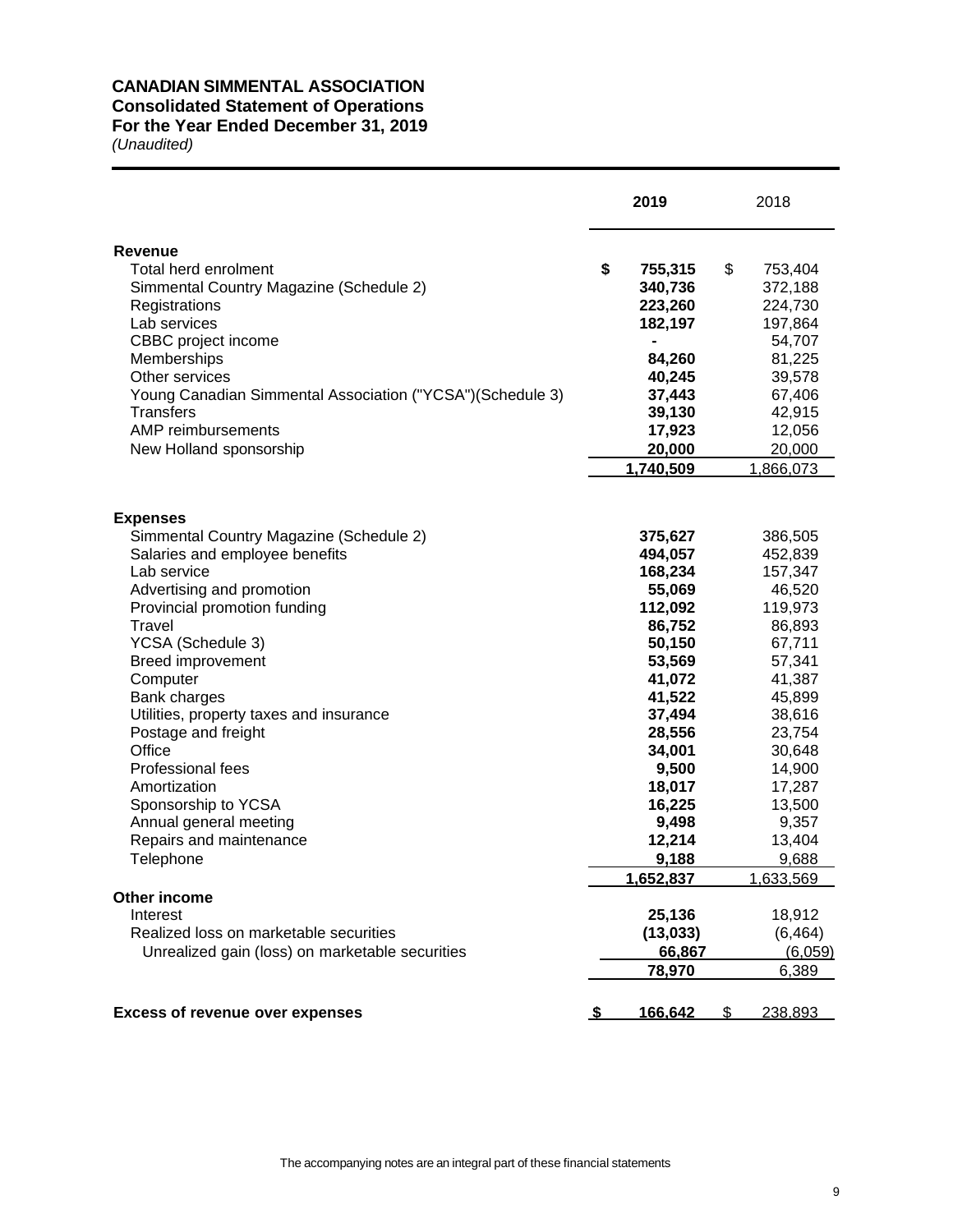**CANADIAN SIMMENTAL ASSOCIATION**
**Consolidated Statement of Operations**
**For the Year Ended December 31, 2019**
*(Unaudited)*

| | **2019** | 2018 |
|---|---|---|
| **Revenue** | | |
| Total herd enrolment | **$ 755,315** | $ 753,404 |
| Simmental Country Magazine (Schedule 2) | **340,736** | 372,188 |
| Registrations | **223,260** | 224,730 |
| Lab services | **182,197** | 197,864 |
| CBBC project income | **-** | 54,707 |
| Memberships | **84,260** | 81,225 |
| Other services | **40,245** | 39,578 |
| Young Canadian Simmental Association ("YCSA")(Schedule 3) | **37,443** | 67,406 |
| Transfers | **39,130** | 42,915 |
| AMP reimbursements | **17,923** | 12,056 |
| New Holland sponsorship | **20,000** | 20,000 |
| | **1,740,509** | 1,866,073 |
| **Expenses** | | |
| Simmental Country Magazine (Schedule 2) | **375,627** | 386,505 |
| Salaries and employee benefits | **494,057** | 452,839 |
| Lab service | **168,234** | 157,347 |
| Advertising and promotion | **55,069** | 46,520 |
| Provincial promotion funding | **112,092** | 119,973 |
| Travel | **86,752** | 86,893 |
| YCSA (Schedule 3) | **50,150** | 67,711 |
| Breed improvement | **53,569** | 57,341 |
| Computer | **41,072** | 41,387 |
| Bank charges | **41,522** | 45,899 |
| Utilities, property taxes and insurance | **37,494** | 38,616 |
| Postage and freight | **28,556** | 23,754 |
| Office | **34,001** | 30,648 |
| Professional fees | **9,500** | 14,900 |
| Amortization | **18,017** | 17,287 |
| Sponsorship to YCSA | **16,225** | 13,500 |
| Annual general meeting | **9,498** | 9,357 |
| Repairs and maintenance | **12,214** | 13,404 |
| Telephone | **9,188** | 9,688 |
| | **1,652,837** | 1,633,569 |
| **Other income** | | |
| Interest | **25,136** | 18,912 |
| Realized loss on marketable securities | **(13,033)** | (6,464) |
| Unrealized gain (loss) on marketable securities | **66,867** | (6,059) |
| | **78,970** | 6,389 |
| **Excess of revenue over expenses** | **$ 166,642** | $ 238,893 |

The accompanying notes are an integral part of these financial statements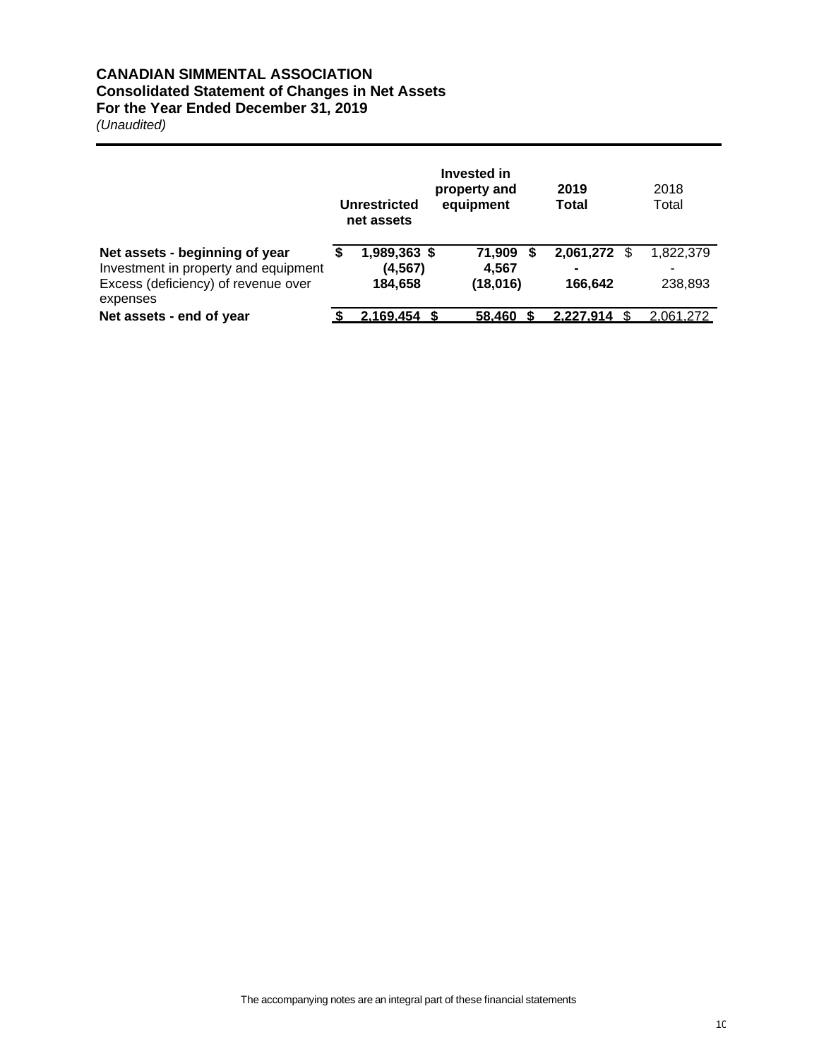**CANADIAN SIMMENTAL ASSOCIATION**
**Consolidated Statement of Changes in Net Assets**
**For the Year Ended December 31, 2019**
*(Unaudited)*

| | Unrestricted net assets | Invested in property and equipment | 2019 Total | 2018 Total |
|---|---|---|---|---|
| **Net assets - beginning of year** | **$ 1,989,363** | **$ 71,909** | **$ 2,061,272** | $ 1,822,379 |
| Investment in property and equipment | **(4,567)** | **4,567** | **-** | - |
| Excess (deficiency) of revenue over expenses | **184,658** | **(18,016)** | **166,642** | 238,893 |
| **Net assets - end of year** | **$ 2,169,454** | **$ 58,460** | **$ 2,227,914** | $ 2,061,272 |

The accompanying notes are an integral part of these financial statements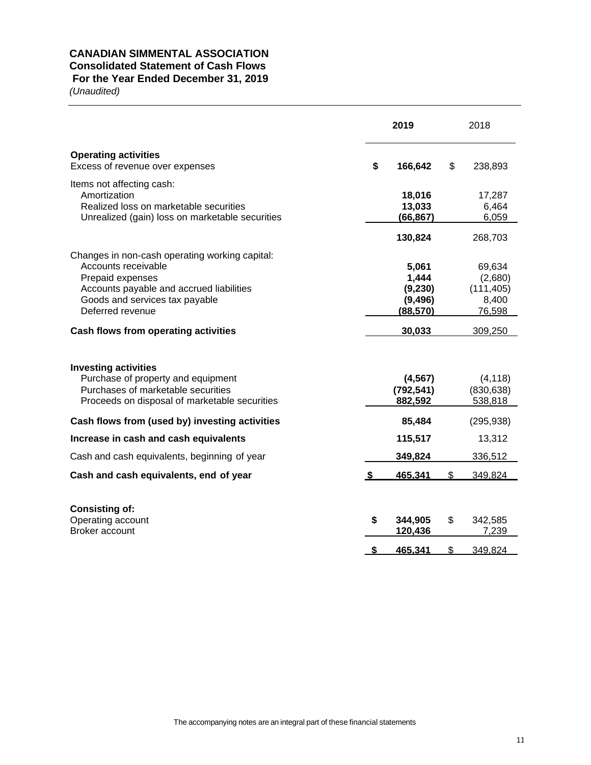**CANADIAN SIMMENTAL ASSOCIATION**
**Consolidated Statement of Cash Flows**
**For the Year Ended December 31, 2019**
*(Unaudited)*

| | 2019 | 2018 |
|---|---|---|
| **Operating activities** | | |
| Excess of revenue over expenses | **$ 166,642** | $ 238,893 |
| Items not affecting cash: | | |
| Amortization | **18,016** | 17,287 |
| Realized loss on marketable securities | **13,033** | 6,464 |
| Unrealized (gain) loss on marketable securities | **(66,867)** | 6,059 |
| | **130,824** | 268,703 |
| Changes in non-cash operating working capital: | | |
| Accounts receivable | **5,061** | 69,634 |
| Prepaid expenses | **1,444** | (2,680) |
| Accounts payable and accrued liabilities | **(9,230)** | (111,405) |
| Goods and services tax payable | **(9,496)** | 8,400 |
| Deferred revenue | **(88,570)** | 76,598 |
| **Cash flows from operating activities** | **30,033** | 309,250 |
| **Investing activities** | | |
| Purchase of property and equipment | **(4,567)** | (4,118) |
| Purchases of marketable securities | **(792,541)** | (830,638) |
| Proceeds on disposal of marketable securities | **882,592** | 538,818 |
| **Cash flows from (used by) investing activities** | **85,484** | (295,938) |
| **Increase in cash and cash equivalents** | **115,517** | 13,312 |
| Cash and cash equivalents, beginning of year | **349,824** | 336,512 |
| **Cash and cash equivalents, end of year** | **$ 465,341** | $ 349,824 |
| **Consisting of:** | | |
| Operating account | **$ 344,905** | $ 342,585 |
| Broker account | **120,436** | 7,239 |
| | **$ 465,341** | $ 349,824 |

The accompanying notes are an integral part of these financial statements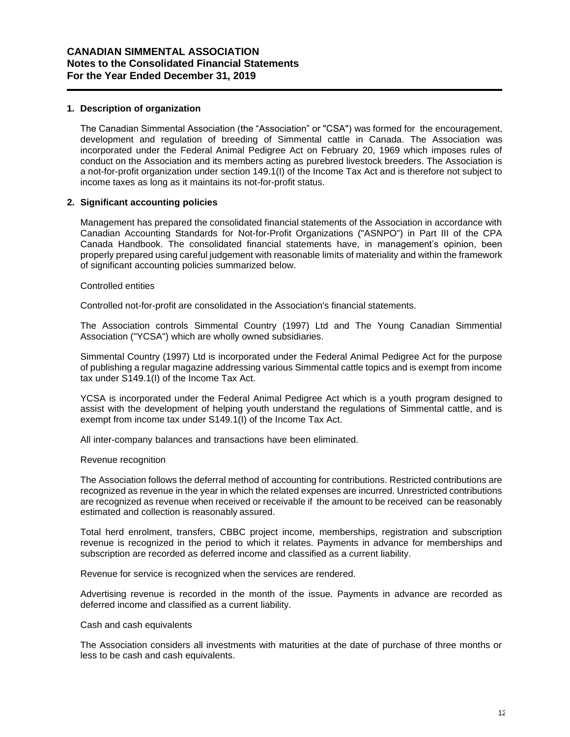# CANADIAN SIMMENTAL ASSOCIATION
## Notes to the Consolidated Financial Statements
## For the Year Ended December 31, 2019

### 1. Description of organization

The Canadian Simmental Association (the "Association" or "CSA") was formed for the encouragement, development and regulation of breeding of Simmental cattle in Canada. The Association was incorporated under the Federal Animal Pedigree Act on February 20, 1969 which imposes rules of conduct on the Association and its members acting as purebred livestock breeders. The Association is a not-for-profit organization under section 149.1(I) of the Income Tax Act and is therefore not subject to income taxes as long as it maintains its not-for-profit status.

### 2. Significant accounting policies

Management has prepared the consolidated financial statements of the Association in accordance with Canadian Accounting Standards for Not-for-Profit Organizations ("ASNPO") in Part III of the CPA Canada Handbook. The consolidated financial statements have, in management's opinion, been properly prepared using careful judgement with reasonable limits of materiality and within the framework of significant accounting policies summarized below.

Controlled entities

Controlled not-for-profit are consolidated in the Association's financial statements.

The Association controls Simmental Country (1997) Ltd and The Young Canadian Simmential Association ("YCSA") which are wholly owned subsidiaries.

Simmental Country (1997) Ltd is incorporated under the Federal Animal Pedigree Act for the purpose of publishing a regular magazine addressing various Simmental cattle topics and is exempt from income tax under S149.1(I) of the Income Tax Act.

YCSA is incorporated under the Federal Animal Pedigree Act which is a youth program designed to assist with the development of helping youth understand the regulations of Simmental cattle, and is exempt from income tax under S149.1(I) of the Income Tax Act.

All inter-company balances and transactions have been eliminated.

Revenue recognition

The Association follows the deferral method of accounting for contributions. Restricted contributions are recognized as revenue in the year in which the related expenses are incurred. Unrestricted contributions are recognized as revenue when received or receivable if the amount to be received can be reasonably estimated and collection is reasonably assured.

Total herd enrolment, transfers, CBBC project income, memberships, registration and subscription revenue is recognized in the period to which it relates. Payments in advance for memberships and subscription are recorded as deferred income and classified as a current liability.

Revenue for service is recognized when the services are rendered.

Advertising revenue is recorded in the month of the issue. Payments in advance are recorded as deferred income and classified as a current liability.

Cash and cash equivalents

The Association considers all investments with maturities at the date of purchase of three months or less to be cash and cash equivalents.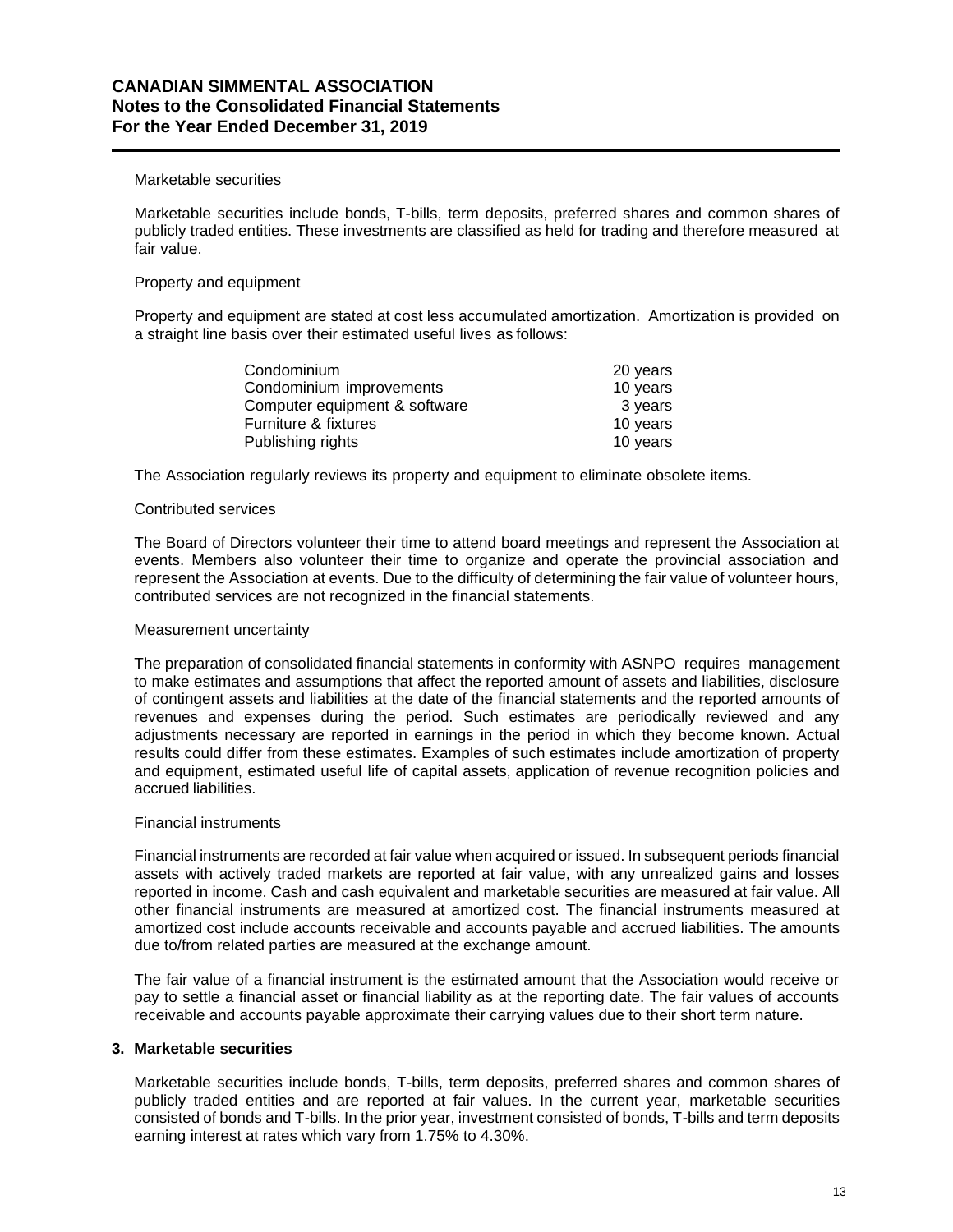Marketable securities

Marketable securities include bonds, T-bills, term deposits, preferred shares and common shares of publicly traded entities. These investments are classified as held for trading and therefore measured at fair value.

Property and equipment

Property and equipment are stated at cost less accumulated amortization. Amortization is provided on a straight line basis over their estimated useful lives as follows:

| | |
|---|---|
| Condominium | 20 years |
| Condominium improvements | 10 years |
| Computer equipment & software | 3 years |
| Furniture & fixtures | 10 years |
| Publishing rights | 10 years |

The Association regularly reviews its property and equipment to eliminate obsolete items.

Contributed services

The Board of Directors volunteer their time to attend board meetings and represent the Association at events. Members also volunteer their time to organize and operate the provincial association and represent the Association at events. Due to the difficulty of determining the fair value of volunteer hours, contributed services are not recognized in the financial statements.

Measurement uncertainty

The preparation of consolidated financial statements in conformity with ASNPO requires management to make estimates and assumptions that affect the reported amount of assets and liabilities, disclosure of contingent assets and liabilities at the date of the financial statements and the reported amounts of revenues and expenses during the period. Such estimates are periodically reviewed and any adjustments necessary are reported in earnings in the period in which they become known. Actual results could differ from these estimates. Examples of such estimates include amortization of property and equipment, estimated useful life of capital assets, application of revenue recognition policies and accrued liabilities.

Financial instruments

Financial instruments are recorded at fair value when acquired or issued. In subsequent periods financial assets with actively traded markets are reported at fair value, with any unrealized gains and losses reported in income. Cash and cash equivalent and marketable securities are measured at fair value. All other financial instruments are measured at amortized cost. The financial instruments measured at amortized cost include accounts receivable and accounts payable and accrued liabilities. The amounts due to/from related parties are measured at the exchange amount.

The fair value of a financial instrument is the estimated amount that the Association would receive or pay to settle a financial asset or financial liability as at the reporting date. The fair values of accounts receivable and accounts payable approximate their carrying values due to their short term nature.

## 3. Marketable securities

Marketable securities include bonds, T-bills, term deposits, preferred shares and common shares of publicly traded entities and are reported at fair values. In the current year, marketable securities consisted of bonds and T-bills. In the prior year, investment consisted of bonds, T-bills and term deposits earning interest at rates which vary from 1.75% to 4.30%.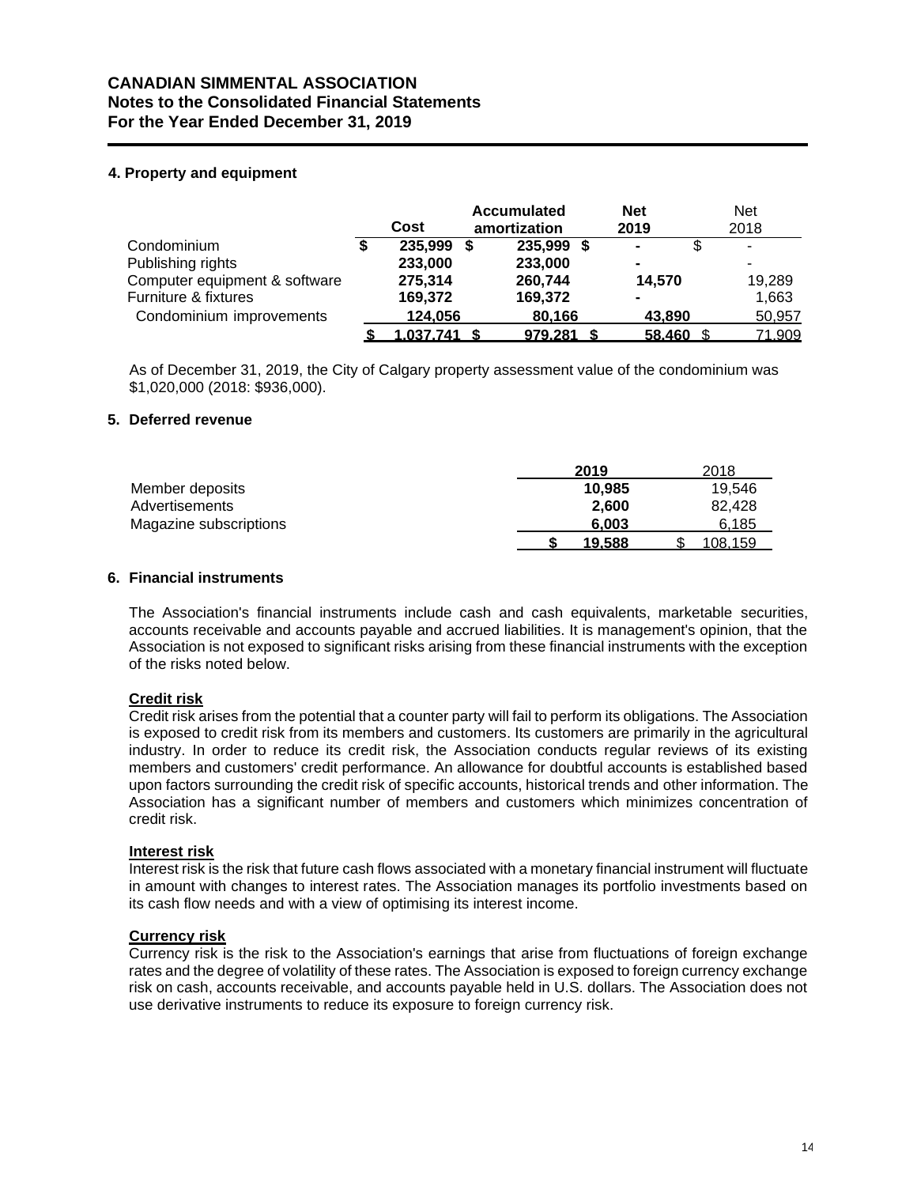**CANADIAN SIMMENTAL ASSOCIATION**
**Notes to the Consolidated Financial Statements**
**For the Year Ended December 31, 2019**

### 4. Property and equipment

| | Cost | Accumulated amortization | Net 2019 | Net 2018 |
|---|---|---|---|---|
| Condominium | $ 235,999 | $ 235,999 | $ - | $ - |
| Publishing rights | 233,000 | 233,000 | - | - |
| Computer equipment & software | 275,314 | 260,744 | 14,570 | 19,289 |
| Furniture & fixtures | 169,372 | 169,372 | - | 1,663 |
| Condominium improvements | 124,056 | 80,166 | 43,890 | 50,957 |
| | $ 1,037,741 | $ 979,281 | $ 58,460 | $ 71,909 |

As of December 31, 2019, the City of Calgary property assessment value of the condominium was $1,020,000 (2018: $936,000).

### 5. Deferred revenue

| | 2019 | 2018 |
|---|---|---|
| Member deposits | 10,985 | 19,546 |
| Advertisements | 2,600 | 82,428 |
| Magazine subscriptions | 6,003 | 6,185 |
| | $ 19,588 | $ 108,159 |

### 6. Financial instruments

The Association's financial instruments include cash and cash equivalents, marketable securities, accounts receivable and accounts payable and accrued liabilities. It is management's opinion, that the Association is not exposed to significant risks arising from these financial instruments with the exception of the risks noted below.

**Credit risk**
Credit risk arises from the potential that a counter party will fail to perform its obligations. The Association is exposed to credit risk from its members and customers. Its customers are primarily in the agricultural industry. In order to reduce its credit risk, the Association conducts regular reviews of its existing members and customers' credit performance. An allowance for doubtful accounts is established based upon factors surrounding the credit risk of specific accounts, historical trends and other information. The Association has a significant number of members and customers which minimizes concentration of credit risk.

**Interest risk**
Interest risk is the risk that future cash flows associated with a monetary financial instrument will fluctuate in amount with changes to interest rates. The Association manages its portfolio investments based on its cash flow needs and with a view of optimising its interest income.

**Currency risk**
Currency risk is the risk to the Association's earnings that arise from fluctuations of foreign exchange rates and the degree of volatility of these rates. The Association is exposed to foreign currency exchange risk on cash, accounts receivable, and accounts payable held in U.S. dollars. The Association does not use derivative instruments to reduce its exposure to foreign currency risk.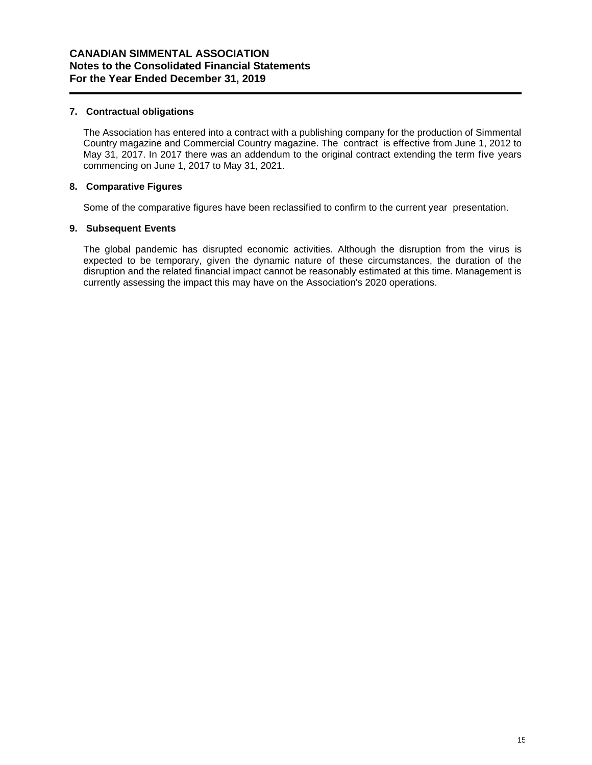**CANADIAN SIMMENTAL ASSOCIATION**
**Notes to the Consolidated Financial Statements**
**For the Year Ended December 31, 2019**

## 7. Contractual obligations

The Association has entered into a contract with a publishing company for the production of Simmental Country magazine and Commercial Country magazine. The contract is effective from June 1, 2012 to May 31, 2017. In 2017 there was an addendum to the original contract extending the term five years commencing on June 1, 2017 to May 31, 2021.

## 8. Comparative Figures

Some of the comparative figures have been reclassified to confirm to the current year presentation.

## 9. Subsequent Events

The global pandemic has disrupted economic activities. Although the disruption from the virus is expected to be temporary, given the dynamic nature of these circumstances, the duration of the disruption and the related financial impact cannot be reasonably estimated at this time. Management is currently assessing the impact this may have on the Association's 2020 operations.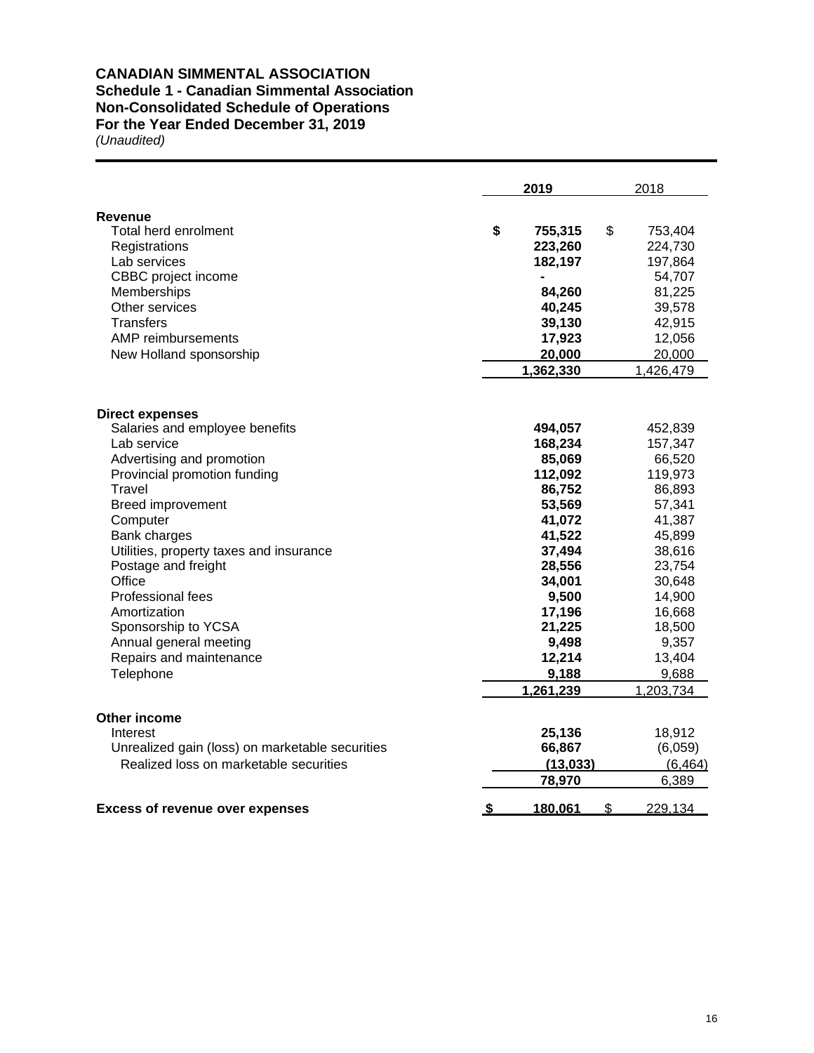# CANADIAN SIMMENTAL ASSOCIATION
## Schedule 1 - Canadian Simmental Association
## Non-Consolidated Schedule of Operations
## For the Year Ended December 31, 2019
*(Unaudited)*

| | 2019 | 2018 |
|---|---|---|
| **Revenue** | | |
| Total herd enrolment | **$ 755,315** | $ 753,404 |
| Registrations | **223,260** | 224,730 |
| Lab services | **182,197** | 197,864 |
| CBBC project income | **-** | 54,707 |
| Memberships | **84,260** | 81,225 |
| Other services | **40,245** | 39,578 |
| Transfers | **39,130** | 42,915 |
| AMP reimbursements | **17,923** | 12,056 |
| New Holland sponsorship | **20,000** | 20,000 |
| | **1,362,330** | 1,426,479 |
| **Direct expenses** | | |
| Salaries and employee benefits | **494,057** | 452,839 |
| Lab service | **168,234** | 157,347 |
| Advertising and promotion | **85,069** | 66,520 |
| Provincial promotion funding | **112,092** | 119,973 |
| Travel | **86,752** | 86,893 |
| Breed improvement | **53,569** | 57,341 |
| Computer | **41,072** | 41,387 |
| Bank charges | **41,522** | 45,899 |
| Utilities, property taxes and insurance | **37,494** | 38,616 |
| Postage and freight | **28,556** | 23,754 |
| Office | **34,001** | 30,648 |
| Professional fees | **9,500** | 14,900 |
| Amortization | **17,196** | 16,668 |
| Sponsorship to YCSA | **21,225** | 18,500 |
| Annual general meeting | **9,498** | 9,357 |
| Repairs and maintenance | **12,214** | 13,404 |
| Telephone | **9,188** | 9,688 |
| | **1,261,239** | 1,203,734 |
| **Other income** | | |
| Interest | **25,136** | 18,912 |
| Unrealized gain (loss) on marketable securities | **66,867** | (6,059) |
| Realized loss on marketable securities | **(13,033)** | (6,464) |
| | **78,970** | 6,389 |
| **Excess of revenue over expenses** | **$ 180,061** | $ 229,134 |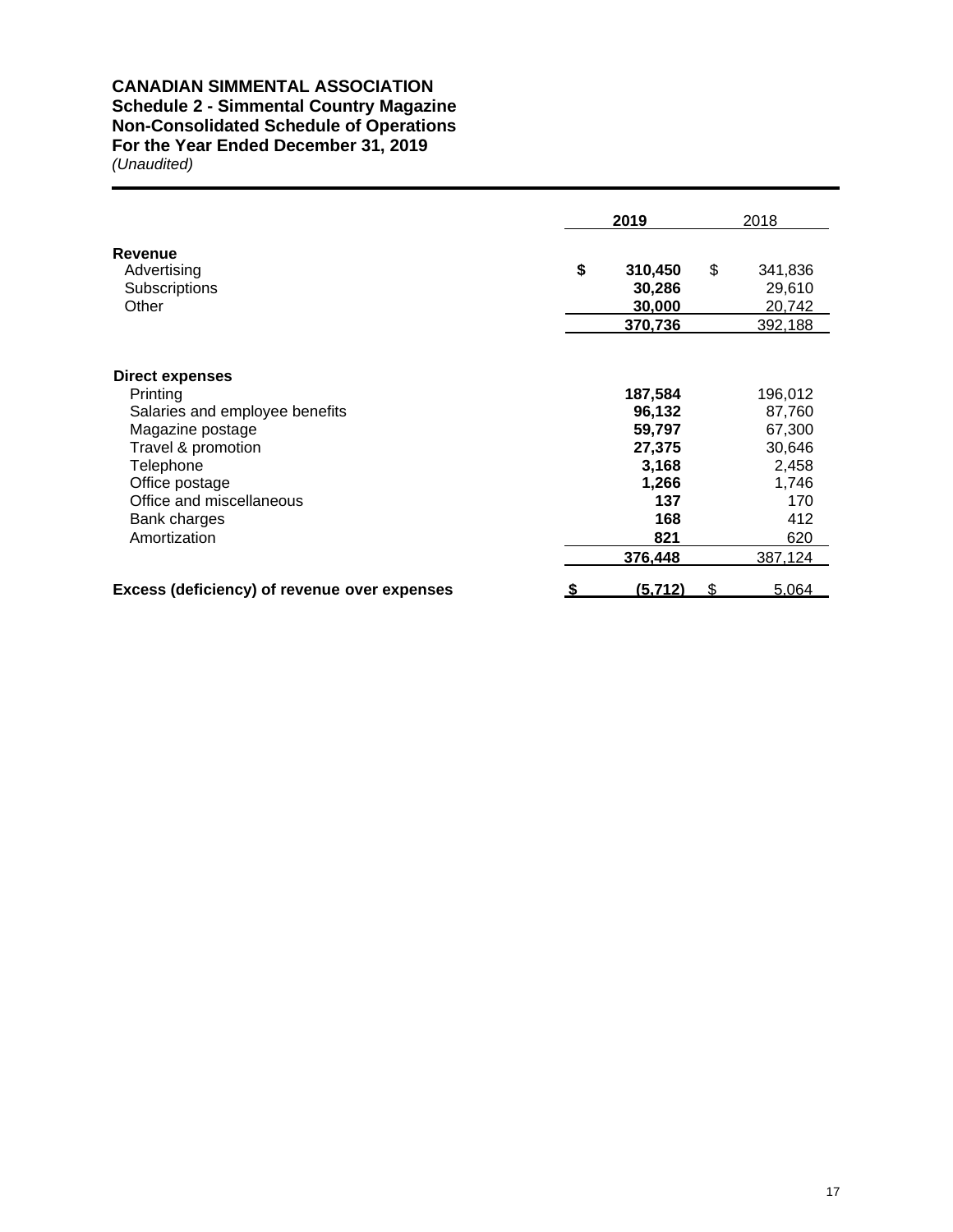**CANADIAN SIMMENTAL ASSOCIATION**
**Schedule 2 - Simmental Country Magazine**
**Non-Consolidated Schedule of Operations**
**For the Year Ended December 31, 2019**
*(Unaudited)*

| | **2019** | 2018 |
|---|---|---|
| **Revenue** | | |
| Advertising | **$ 310,450** | $ 341,836 |
| Subscriptions | **30,286** | 29,610 |
| Other | **30,000** | 20,742 |
| | **370,736** | 392,188 |
| **Direct expenses** | | |
| Printing | **187,584** | 196,012 |
| Salaries and employee benefits | **96,132** | 87,760 |
| Magazine postage | **59,797** | 67,300 |
| Travel & promotion | **27,375** | 30,646 |
| Telephone | **3,168** | 2,458 |
| Office postage | **1,266** | 1,746 |
| Office and miscellaneous | **137** | 170 |
| Bank charges | **168** | 412 |
| Amortization | **821** | 620 |
| | **376,448** | 387,124 |
| **Excess (deficiency) of revenue over expenses** | **$ (5,712)** | $ 5,064 |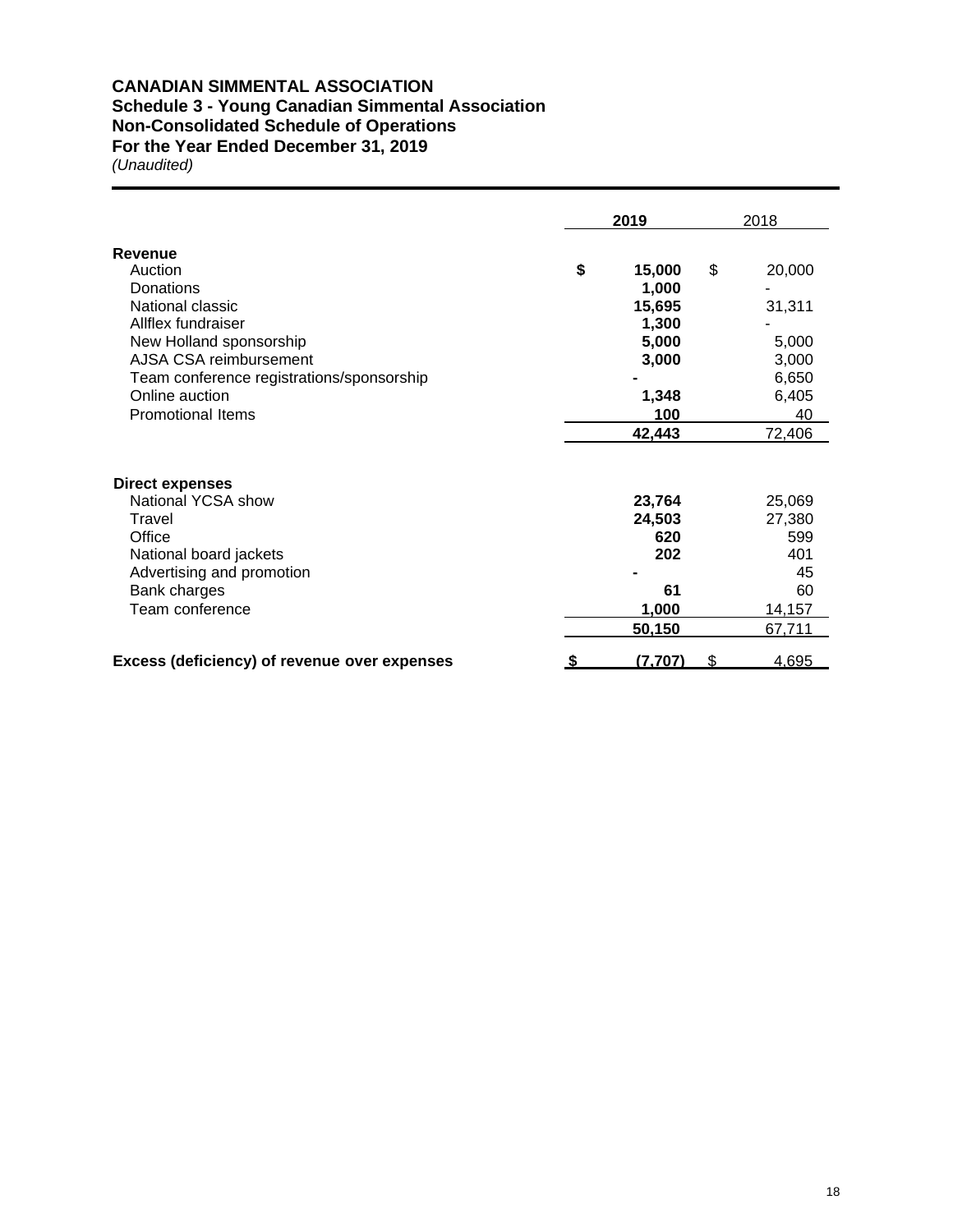# CANADIAN SIMMENTAL ASSOCIATION
## Schedule 3 - Young Canadian Simmental Association
## Non-Consolidated Schedule of Operations
## For the Year Ended December 31, 2019
*(Unaudited)*

| | 2019 | 2018 |
|---|---|---|
| **Revenue** | | |
| Auction | **$ 15,000** | $ 20,000 |
| Donations | **1,000** | - |
| National classic | **15,695** | 31,311 |
| Allflex fundraiser | **1,300** | - |
| New Holland sponsorship | **5,000** | 5,000 |
| AJSA CSA reimbursement | **3,000** | 3,000 |
| Team conference registrations/sponsorship | **-** | 6,650 |
| Online auction | **1,348** | 6,405 |
| Promotional Items | **100** | 40 |
| | **42,443** | 72,406 |
| **Direct expenses** | | |
| National YCSA show | **23,764** | 25,069 |
| Travel | **24,503** | 27,380 |
| Office | **620** | 599 |
| National board jackets | **202** | 401 |
| Advertising and promotion | **-** | 45 |
| Bank charges | **61** | 60 |
| Team conference | **1,000** | 14,157 |
| | **50,150** | 67,711 |
| **Excess (deficiency) of revenue over expenses** | **$ (7,707)** | $ 4,695 |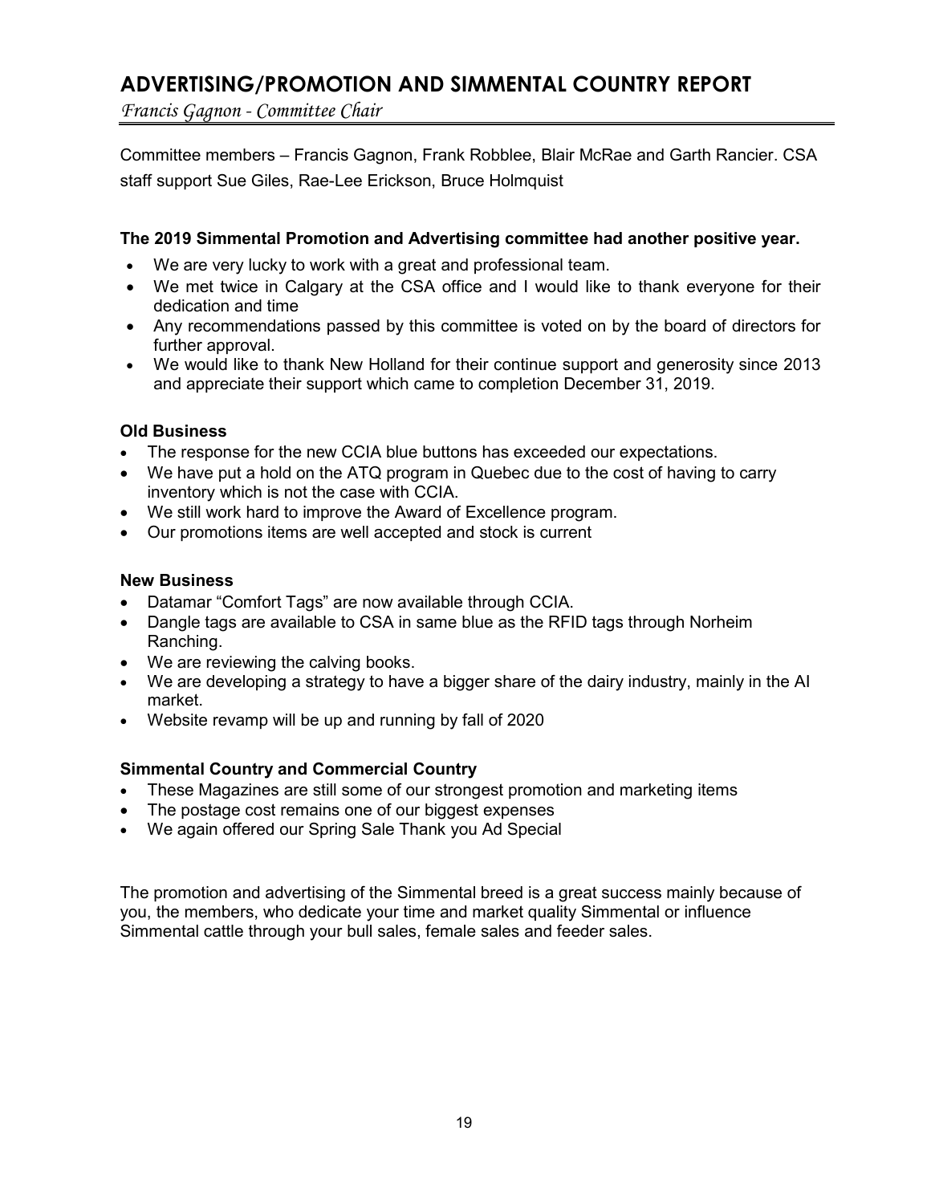# ADVERTISING/PROMOTION AND SIMMENTAL COUNTRY REPORT

*Francis Gagnon - Committee Chair*

Committee members – Francis Gagnon, Frank Robblee, Blair McRae and Garth Rancier. CSA staff support Sue Giles, Rae-Lee Erickson, Bruce Holmquist

**The 2019 Simmental Promotion and Advertising committee had another positive year.**

- We are very lucky to work with a great and professional team.
- We met twice in Calgary at the CSA office and I would like to thank everyone for their dedication and time
- Any recommendations passed by this committee is voted on by the board of directors for further approval.
- We would like to thank New Holland for their continue support and generosity since 2013 and appreciate their support which came to completion December 31, 2019.

**Old Business**

- The response for the new CCIA blue buttons has exceeded our expectations.
- We have put a hold on the ATQ program in Quebec due to the cost of having to carry inventory which is not the case with CCIA.
- We still work hard to improve the Award of Excellence program.
- Our promotions items are well accepted and stock is current

**New Business**

- Datamar "Comfort Tags" are now available through CCIA.
- Dangle tags are available to CSA in same blue as the RFID tags through Norheim Ranching.
- We are reviewing the calving books.
- We are developing a strategy to have a bigger share of the dairy industry, mainly in the AI market.
- Website revamp will be up and running by fall of 2020

**Simmental Country and Commercial Country**

- These Magazines are still some of our strongest promotion and marketing items
- The postage cost remains one of our biggest expenses
- We again offered our Spring Sale Thank you Ad Special

The promotion and advertising of the Simmental breed is a great success mainly because of you, the members, who dedicate your time and market quality Simmental or influence Simmental cattle through your bull sales, female sales and feeder sales.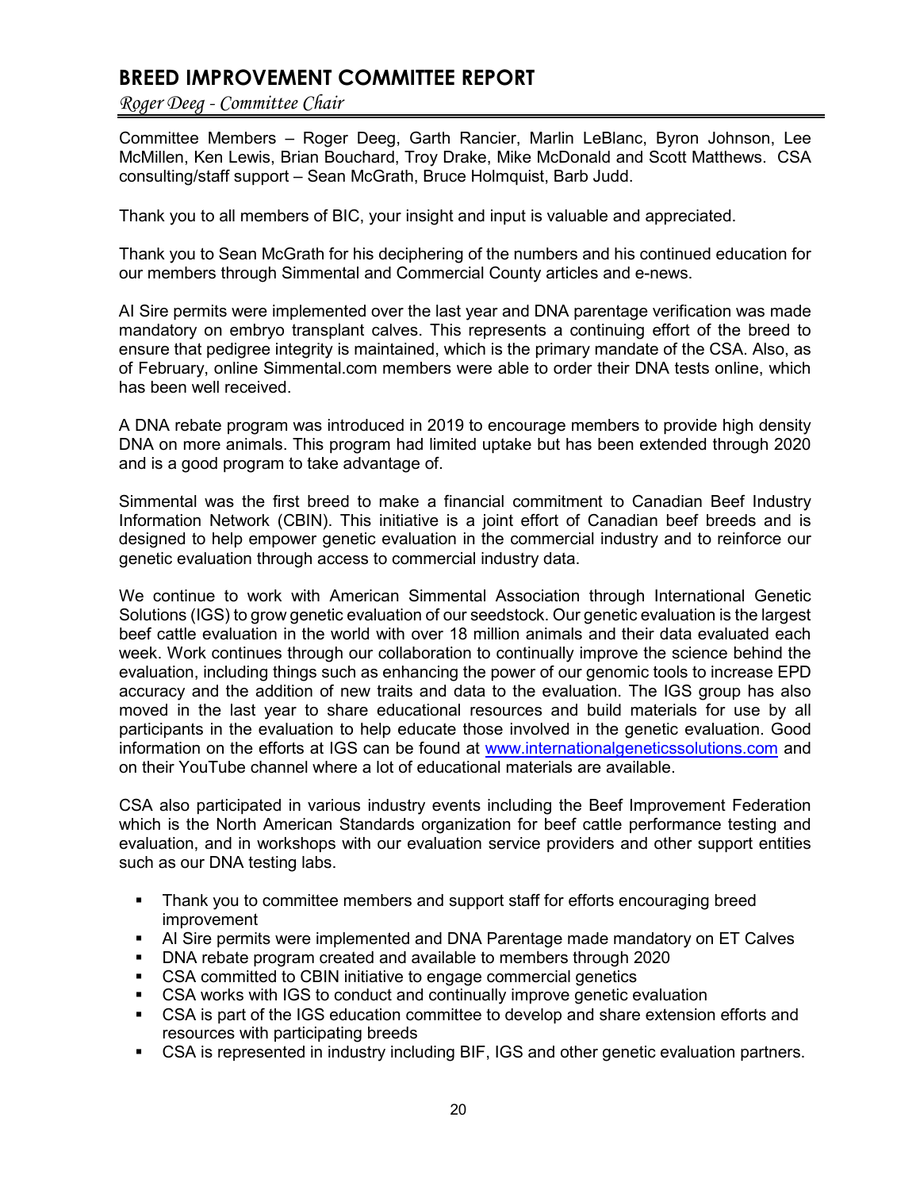# BREED IMPROVEMENT COMMITTEE REPORT

*Roger Deeg - Committee Chair*

Committee Members – Roger Deeg, Garth Rancier, Marlin LeBlanc, Byron Johnson, Lee McMillen, Ken Lewis, Brian Bouchard, Troy Drake, Mike McDonald and Scott Matthews. CSA consulting/staff support – Sean McGrath, Bruce Holmquist, Barb Judd.

Thank you to all members of BIC, your insight and input is valuable and appreciated.

Thank you to Sean McGrath for his deciphering of the numbers and his continued education for our members through Simmental and Commercial County articles and e-news.

AI Sire permits were implemented over the last year and DNA parentage verification was made mandatory on embryo transplant calves. This represents a continuing effort of the breed to ensure that pedigree integrity is maintained, which is the primary mandate of the CSA. Also, as of February, online Simmental.com members were able to order their DNA tests online, which has been well received.

A DNA rebate program was introduced in 2019 to encourage members to provide high density DNA on more animals. This program had limited uptake but has been extended through 2020 and is a good program to take advantage of.

Simmental was the first breed to make a financial commitment to Canadian Beef Industry Information Network (CBIN). This initiative is a joint effort of Canadian beef breeds and is designed to help empower genetic evaluation in the commercial industry and to reinforce our genetic evaluation through access to commercial industry data.

We continue to work with American Simmental Association through International Genetic Solutions (IGS) to grow genetic evaluation of our seedstock. Our genetic evaluation is the largest beef cattle evaluation in the world with over 18 million animals and their data evaluated each week. Work continues through our collaboration to continually improve the science behind the evaluation, including things such as enhancing the power of our genomic tools to increase EPD accuracy and the addition of new traits and data to the evaluation. The IGS group has also moved in the last year to share educational resources and build materials for use by all participants in the evaluation to help educate those involved in the genetic evaluation. Good information on the efforts at IGS can be found at [www.internationalgeneticssolutions.com](http://www.internationalgeneticssolutions.com) and on their YouTube channel where a lot of educational materials are available.

CSA also participated in various industry events including the Beef Improvement Federation which is the North American Standards organization for beef cattle performance testing and evaluation, and in workshops with our evaluation service providers and other support entities such as our DNA testing labs.

- Thank you to committee members and support staff for efforts encouraging breed improvement
- AI Sire permits were implemented and DNA Parentage made mandatory on ET Calves
- DNA rebate program created and available to members through 2020
- CSA committed to CBIN initiative to engage commercial genetics
- CSA works with IGS to conduct and continually improve genetic evaluation
- CSA is part of the IGS education committee to develop and share extension efforts and resources with participating breeds
- CSA is represented in industry including BIF, IGS and other genetic evaluation partners.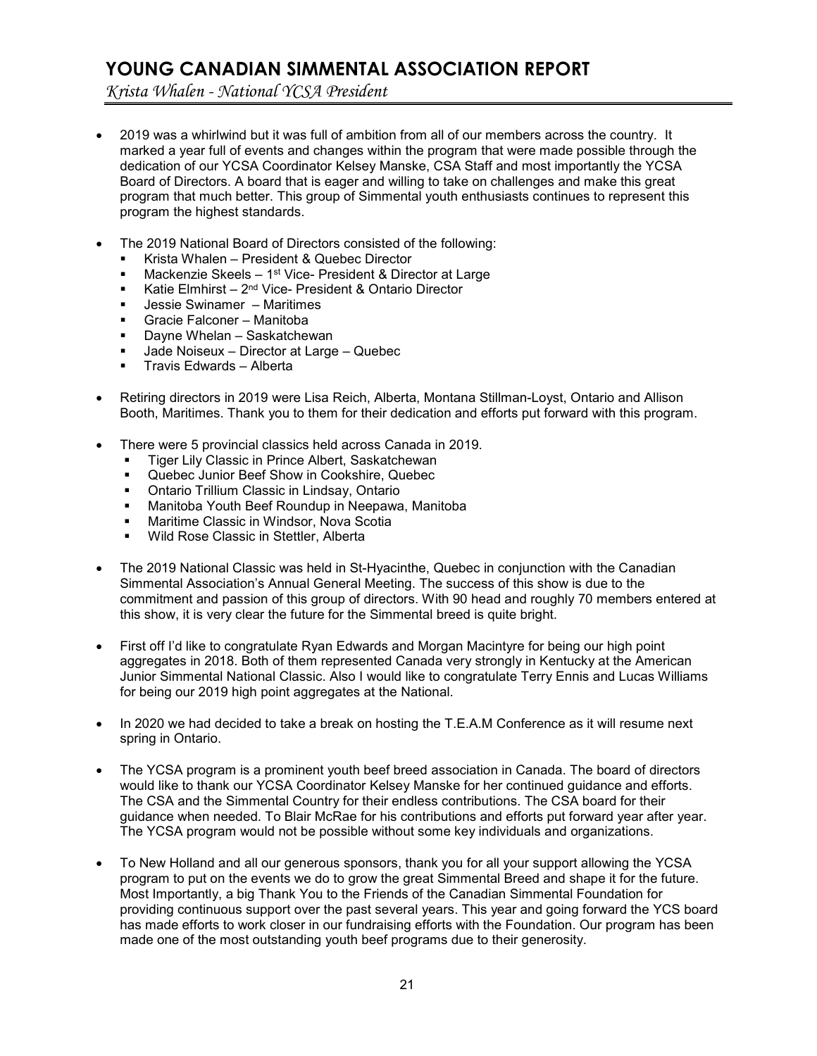# YOUNG CANADIAN SIMMENTAL ASSOCIATION REPORT

*Krista Whalen - National YCSA President*

- 2019 was a whirlwind but it was full of ambition from all of our members across the country. It marked a year full of events and changes within the program that were made possible through the dedication of our YCSA Coordinator Kelsey Manske, CSA Staff and most importantly the YCSA Board of Directors. A board that is eager and willing to take on challenges and make this great program that much better. This group of Simmental youth enthusiasts continues to represent this program the highest standards.

- The 2019 National Board of Directors consisted of the following:
  - Krista Whalen – President & Quebec Director
  - Mackenzie Skeels – 1st Vice- President & Director at Large
  - Katie Elmhirst – 2nd Vice- President & Ontario Director
  - Jessie Swinamer – Maritimes
  - Gracie Falconer – Manitoba
  - Dayne Whelan – Saskatchewan
  - Jade Noiseux – Director at Large – Quebec
  - Travis Edwards – Alberta

- Retiring directors in 2019 were Lisa Reich, Alberta, Montana Stillman-Loyst, Ontario and Allison Booth, Maritimes. Thank you to them for their dedication and efforts put forward with this program.

- There were 5 provincial classics held across Canada in 2019.
  - Tiger Lily Classic in Prince Albert, Saskatchewan
  - Quebec Junior Beef Show in Cookshire, Quebec
  - Ontario Trillium Classic in Lindsay, Ontario
  - Manitoba Youth Beef Roundup in Neepawa, Manitoba
  - Maritime Classic in Windsor, Nova Scotia
  - Wild Rose Classic in Stettler, Alberta

- The 2019 National Classic was held in St-Hyacinthe, Quebec in conjunction with the Canadian Simmental Association's Annual General Meeting. The success of this show is due to the commitment and passion of this group of directors. With 90 head and roughly 70 members entered at this show, it is very clear the future for the Simmental breed is quite bright.

- First off I'd like to congratulate Ryan Edwards and Morgan Macintyre for being our high point aggregates in 2018. Both of them represented Canada very strongly in Kentucky at the American Junior Simmental National Classic. Also I would like to congratulate Terry Ennis and Lucas Williams for being our 2019 high point aggregates at the National.

- In 2020 we had decided to take a break on hosting the T.E.A.M Conference as it will resume next spring in Ontario.

- The YCSA program is a prominent youth beef breed association in Canada. The board of directors would like to thank our YCSA Coordinator Kelsey Manske for her continued guidance and efforts. The CSA and the Simmental Country for their endless contributions. The CSA board for their guidance when needed. To Blair McRae for his contributions and efforts put forward year after year. The YCSA program would not be possible without some key individuals and organizations.

- To New Holland and all our generous sponsors, thank you for all your support allowing the YCSA program to put on the events we do to grow the great Simmental Breed and shape it for the future. Most Importantly, a big Thank You to the Friends of the Canadian Simmental Foundation for providing continuous support over the past several years. This year and going forward the YCS board has made efforts to work closer in our fundraising efforts with the Foundation. Our program has been made one of the most outstanding youth beef programs due to their generosity.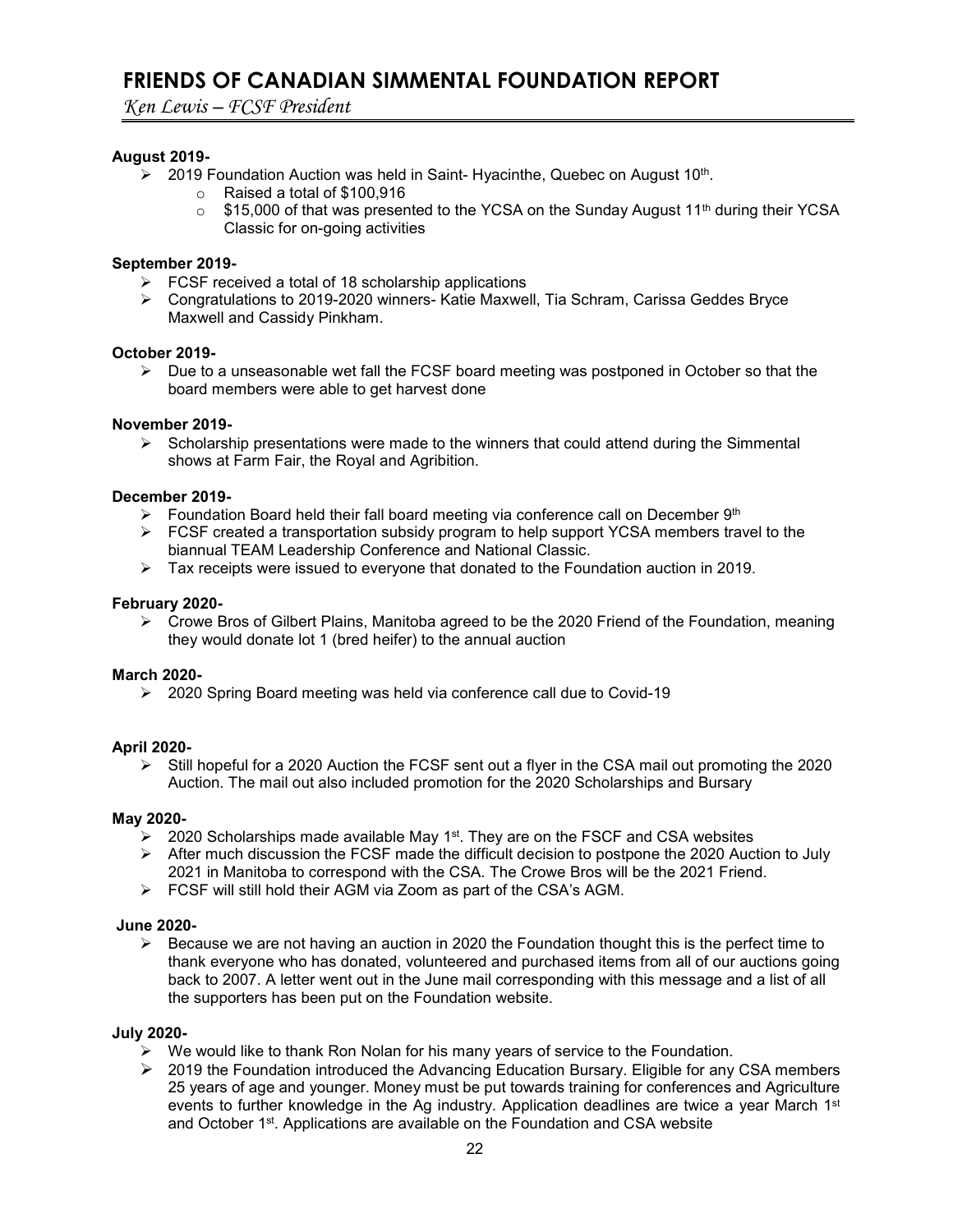# FRIENDS OF CANADIAN SIMMENTAL FOUNDATION REPORT

*Ken Lewis – FCSF President*

**August 2019-**

- 2019 Foundation Auction was held in Saint- Hyacinthe, Quebec on August 10th.
  - Raised a total of $100,916
  - $15,000 of that was presented to the YCSA on the Sunday August 11th during their YCSA Classic for on-going activities

**September 2019-**

- FCSF received a total of 18 scholarship applications
- Congratulations to 2019-2020 winners- Katie Maxwell, Tia Schram, Carissa Geddes Bryce Maxwell and Cassidy Pinkham.

**October 2019-**

- Due to a unseasonable wet fall the FCSF board meeting was postponed in October so that the board members were able to get harvest done

**November 2019-**

- Scholarship presentations were made to the winners that could attend during the Simmental shows at Farm Fair, the Royal and Agribition.

**December 2019-**

- Foundation Board held their fall board meeting via conference call on December 9th
- FCSF created a transportation subsidy program to help support YCSA members travel to the biannual TEAM Leadership Conference and National Classic.
- Tax receipts were issued to everyone that donated to the Foundation auction in 2019.

**February 2020-**

- Crowe Bros of Gilbert Plains, Manitoba agreed to be the 2020 Friend of the Foundation, meaning they would donate lot 1 (bred heifer) to the annual auction

**March 2020-**

- 2020 Spring Board meeting was held via conference call due to Covid-19

**April 2020-**

- Still hopeful for a 2020 Auction the FCSF sent out a flyer in the CSA mail out promoting the 2020 Auction. The mail out also included promotion for the 2020 Scholarships and Bursary

**May 2020-**

- 2020 Scholarships made available May 1st. They are on the FSCF and CSA websites
- After much discussion the FCSF made the difficult decision to postpone the 2020 Auction to July 2021 in Manitoba to correspond with the CSA. The Crowe Bros will be the 2021 Friend.
- FCSF will still hold their AGM via Zoom as part of the CSA's AGM.

**June 2020-**

- Because we are not having an auction in 2020 the Foundation thought this is the perfect time to thank everyone who has donated, volunteered and purchased items from all of our auctions going back to 2007. A letter went out in the June mail corresponding with this message and a list of all the supporters has been put on the Foundation website.

**July 2020-**

- We would like to thank Ron Nolan for his many years of service to the Foundation.
- 2019 the Foundation introduced the Advancing Education Bursary. Eligible for any CSA members 25 years of age and younger. Money must be put towards training for conferences and Agriculture events to further knowledge in the Ag industry. Application deadlines are twice a year March 1st and October 1st. Applications are available on the Foundation and CSA website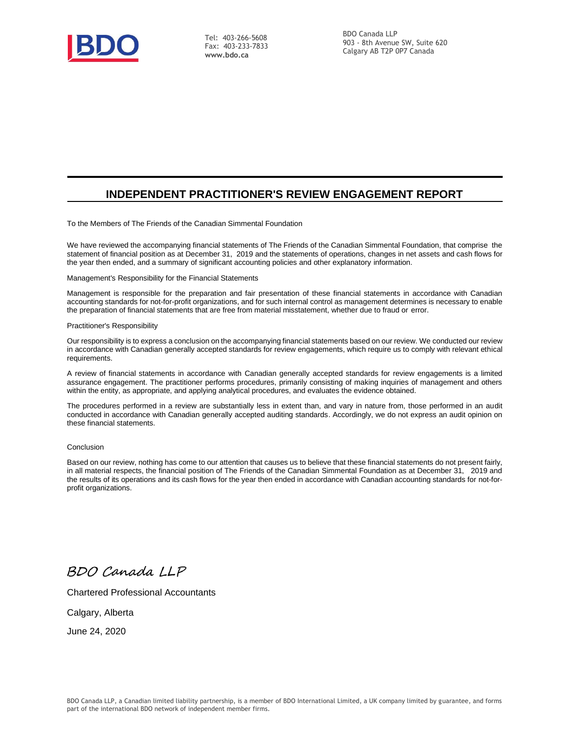BDO

Tel: 403-266-5608
Fax: 403-233-7833
**www.bdo.ca**

BDO Canada LLP
903 - 8th Avenue SW, Suite 620
Calgary AB T2P 0P7 Canada

# INDEPENDENT PRACTITIONER'S REVIEW ENGAGEMENT REPORT

To the Members of The Friends of the Canadian Simmental Foundation

We have reviewed the accompanying financial statements of The Friends of the Canadian Simmental Foundation, that comprise the statement of financial position as at December 31, 2019 and the statements of operations, changes in net assets and cash flows for the year then ended, and a summary of significant accounting policies and other explanatory information.

Management's Responsibility for the Financial Statements

Management is responsible for the preparation and fair presentation of these financial statements in accordance with Canadian accounting standards for not-for-profit organizations, and for such internal control as management determines is necessary to enable the preparation of financial statements that are free from material misstatement, whether due to fraud or error.

Practitioner's Responsibility

Our responsibility is to express a conclusion on the accompanying financial statements based on our review. We conducted our review in accordance with Canadian generally accepted standards for review engagements, which require us to comply with relevant ethical requirements.

A review of financial statements in accordance with Canadian generally accepted standards for review engagements is a limited assurance engagement. The practitioner performs procedures, primarily consisting of making inquiries of management and others within the entity, as appropriate, and applying analytical procedures, and evaluates the evidence obtained.

The procedures performed in a review are substantially less in extent than, and vary in nature from, those performed in an audit conducted in accordance with Canadian generally accepted auditing standards. Accordingly, we do not express an audit opinion on these financial statements.

Conclusion

Based on our review, nothing has come to our attention that causes us to believe that these financial statements do not present fairly, in all material respects, the financial position of The Friends of the Canadian Simmental Foundation as at December 31, 2019 and the results of its operations and its cash flows for the year then ended in accordance with Canadian accounting standards for not-for-profit organizations.

*BDO Canada LLP*

Chartered Professional Accountants

Calgary, Alberta

June 24, 2020

BDO Canada LLP, a Canadian limited liability partnership, is a member of BDO International Limited, a UK company limited by guarantee, and forms part of the international BDO network of independent member firms.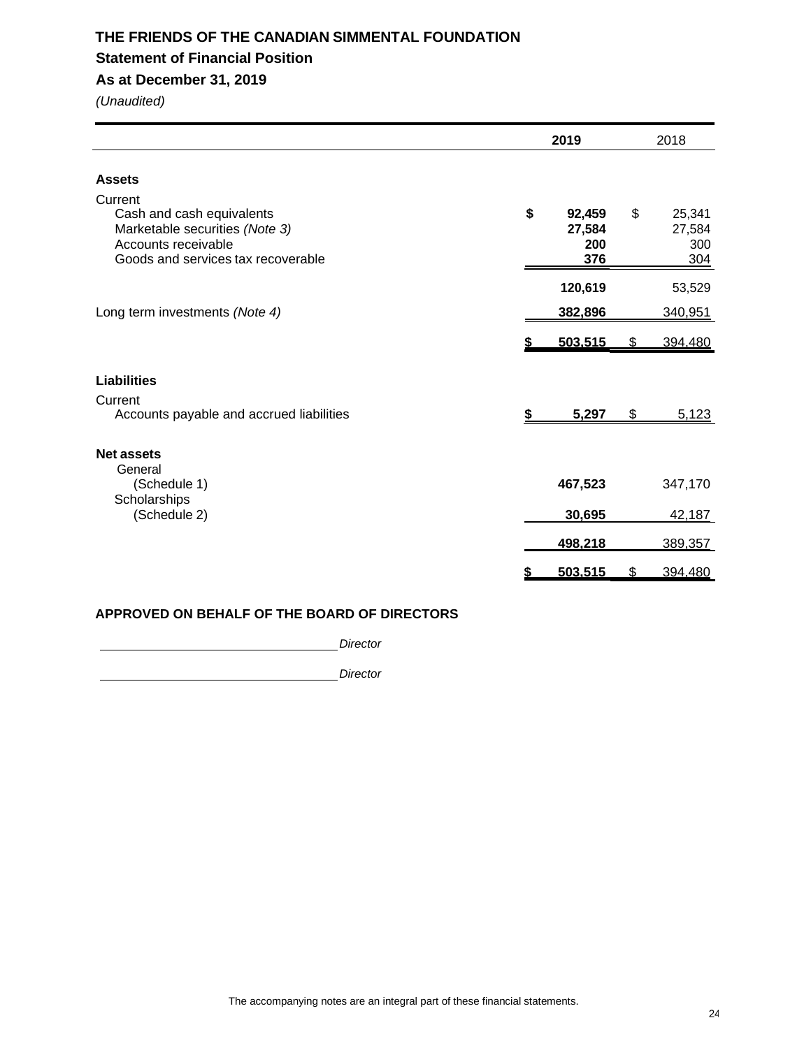# THE FRIENDS OF THE CANADIAN SIMMENTAL FOUNDATION

## Statement of Financial Position

## As at December 31, 2019

*(Unaudited)*

| | 2019 | 2018 |
|---|---|---|
| **Assets** | | |
| Current | | |
| Cash and cash equivalents | **$ 92,459** | $ 25,341 |
| Marketable securities *(Note 3)* | **27,584** | 27,584 |
| Accounts receivable | **200** | 300 |
| Goods and services tax recoverable | **376** | 304 |
| | **120,619** | 53,529 |
| Long term investments *(Note 4)* | **382,896** | 340,951 |
| | **$ 503,515** | $ 394,480 |
| **Liabilities** | | |
| Current | | |
| Accounts payable and accrued liabilities | **$ 5,297** | $ 5,123 |
| **Net assets** | | |
| General (Schedule 1) | **467,523** | 347,170 |
| Scholarships (Schedule 2) | **30,695** | 42,187 |
| | **498,218** | 389,357 |
| | **$ 503,515** | $ 394,480 |

**APPROVED ON BEHALF OF THE BOARD OF DIRECTORS**

\_\_\_\_\_\_\_\_\_\_\_\_\_\_\_\_\_\_\_\_\_\_\_\_\_\_\_\_ *Director*

\_\_\_\_\_\_\_\_\_\_\_\_\_\_\_\_\_\_\_\_\_\_\_\_\_\_\_\_ *Director*

The accompanying notes are an integral part of these financial statements.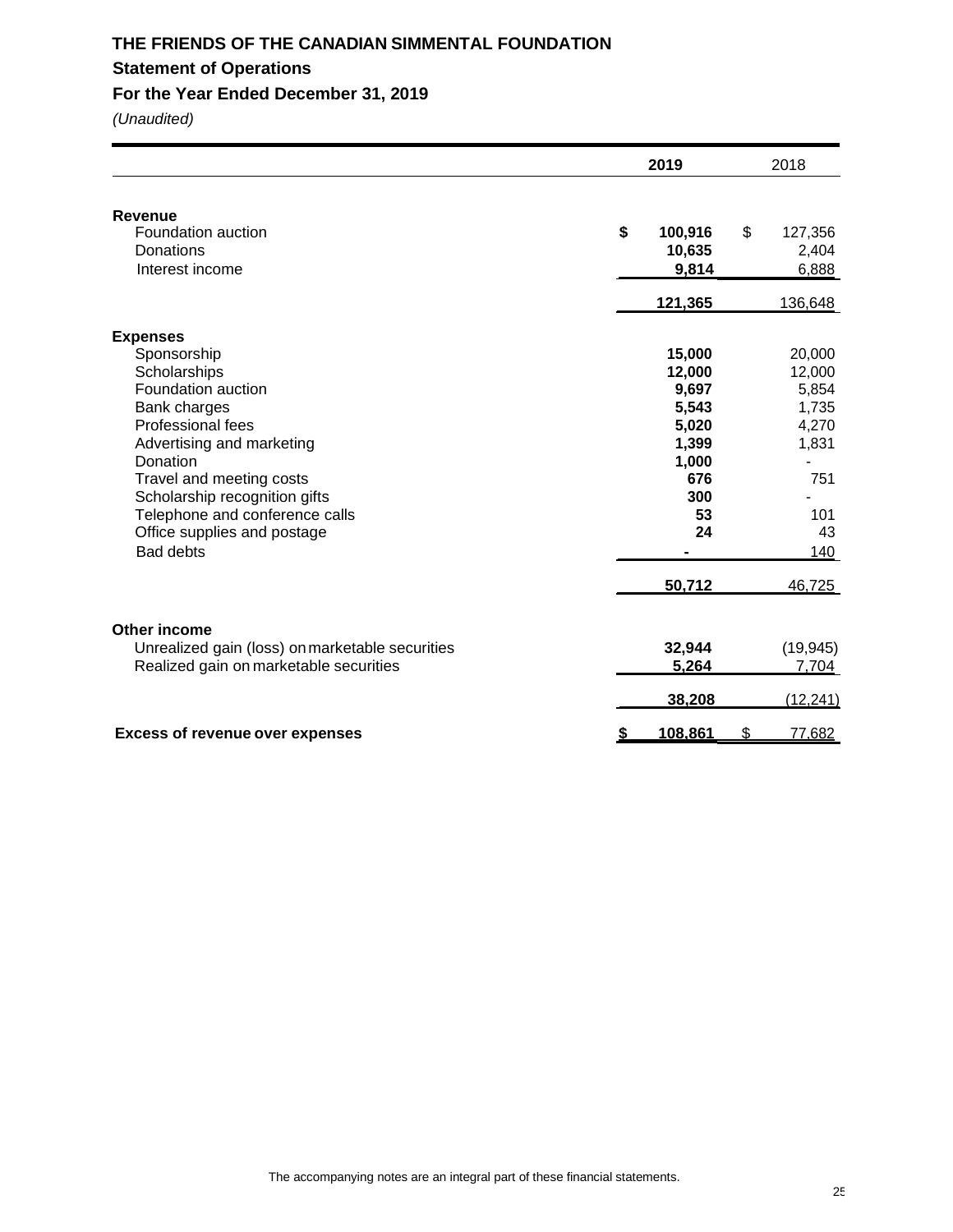# THE FRIENDS OF THE CANADIAN SIMMENTAL FOUNDATION

## Statement of Operations

## For the Year Ended December 31, 2019

*(Unaudited)*

| | 2019 | 2018 |
|---|---|---|
| **Revenue** | | |
| Foundation auction | **$ 100,916** | $ 127,356 |
| Donations | **10,635** | 2,404 |
| Interest income | **9,814** | 6,888 |
| | **121,365** | 136,648 |
| **Expenses** | | |
| Sponsorship | **15,000** | 20,000 |
| Scholarships | **12,000** | 12,000 |
| Foundation auction | **9,697** | 5,854 |
| Bank charges | **5,543** | 1,735 |
| Professional fees | **5,020** | 4,270 |
| Advertising and marketing | **1,399** | 1,831 |
| Donation | **1,000** | - |
| Travel and meeting costs | **676** | 751 |
| Scholarship recognition gifts | **300** | - |
| Telephone and conference calls | **53** | 101 |
| Office supplies and postage | **24** | 43 |
| Bad debts | **-** | 140 |
| | **50,712** | 46,725 |
| **Other income** | | |
| Unrealized gain (loss) on marketable securities | **32,944** | (19,945) |
| Realized gain on marketable securities | **5,264** | 7,704 |
| | **38,208** | (12,241) |
| **Excess of revenue over expenses** | **$ 108,861** | $ 77,682 |

The accompanying notes are an integral part of these financial statements.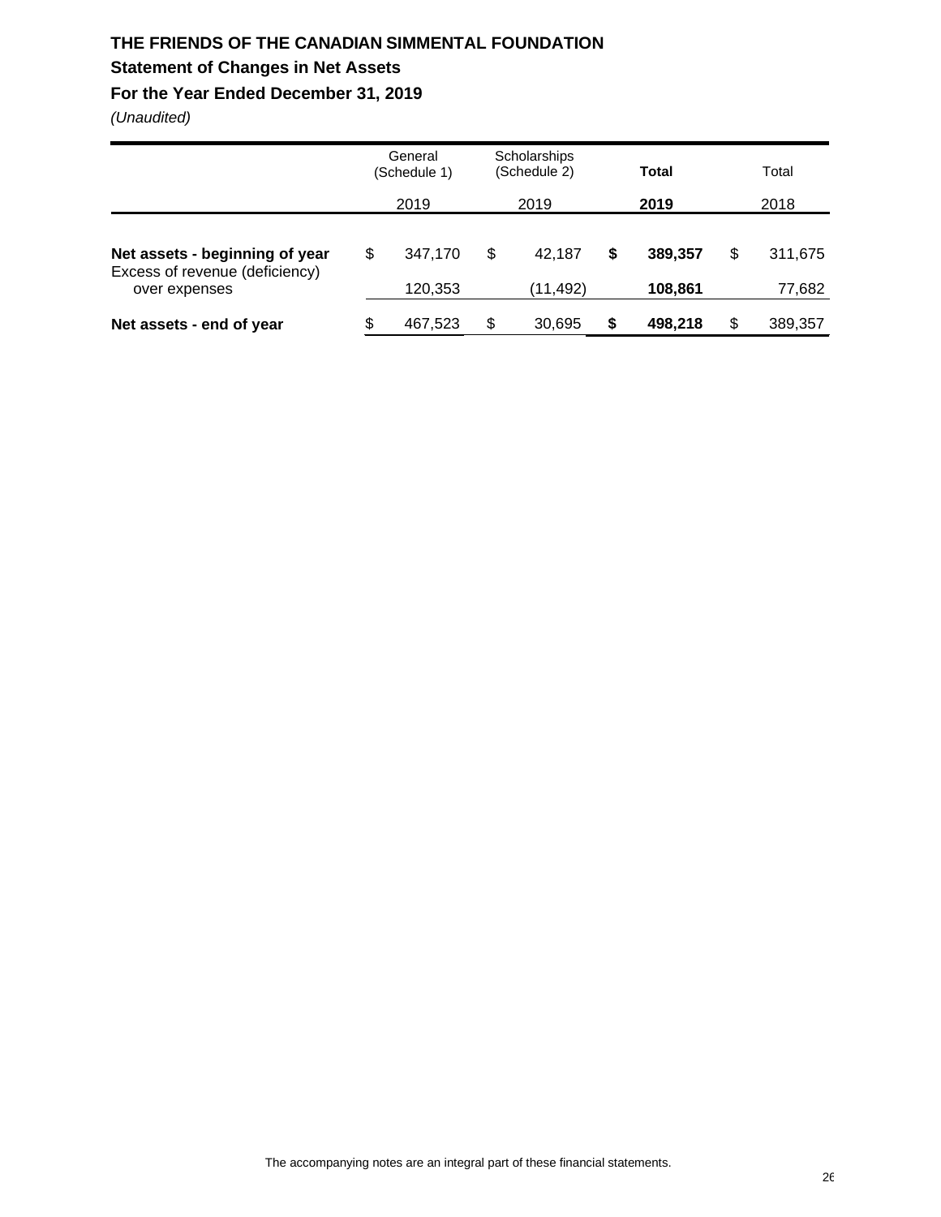# THE FRIENDS OF THE CANADIAN SIMMENTAL FOUNDATION

## Statement of Changes in Net Assets

## For the Year Ended December 31, 2019

*(Unaudited)*

| | General (Schedule 1) 2019 | Scholarships (Schedule 2) 2019 | **Total 2019** | Total 2018 |
|---|---|---|---|---|
| **Net assets - beginning of year** | $ 347,170 | $ 42,187 | **$ 389,357** | $ 311,675 |
| Excess of revenue (deficiency) over expenses | 120,353 | (11,492) | **108,861** | 77,682 |
| **Net assets - end of year** | $ 467,523 | $ 30,695 | **$ 498,218** | $ 389,357 |

The accompanying notes are an integral part of these financial statements.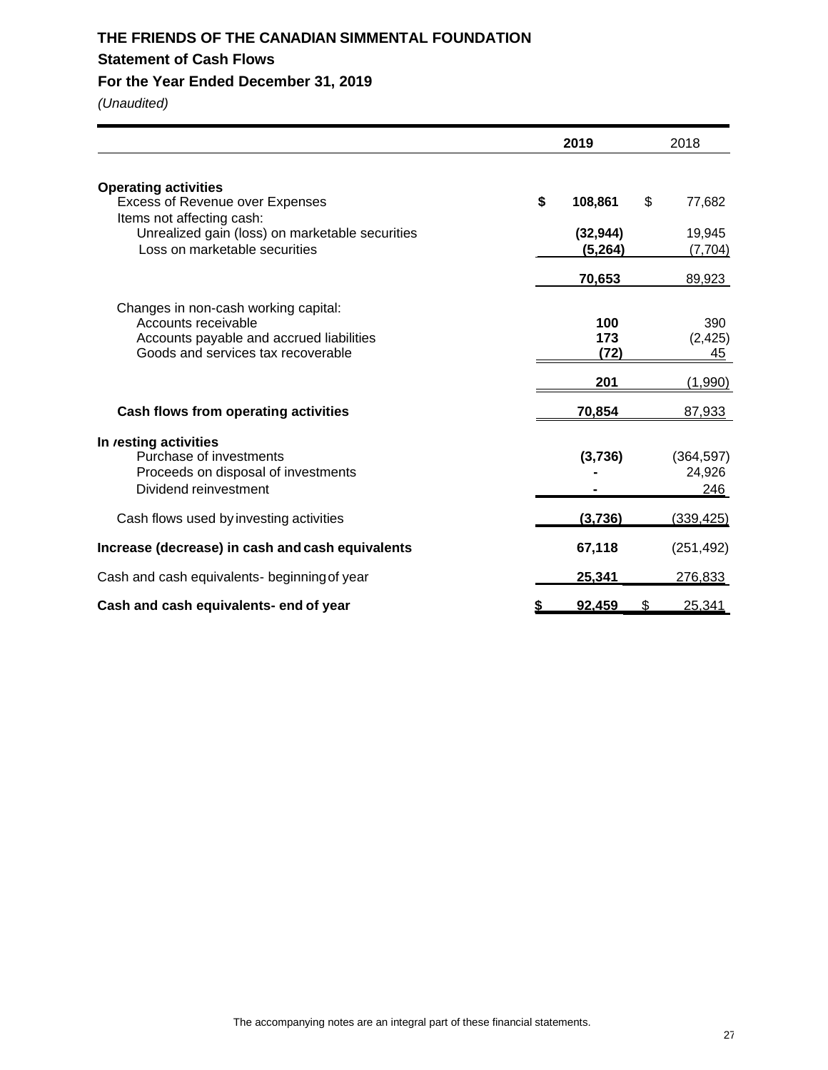# THE FRIENDS OF THE CANADIAN SIMMENTAL FOUNDATION

## Statement of Cash Flows

## For the Year Ended December 31, 2019

*(Unaudited)*

| | 2019 | 2018 |
|---|---|---|
| **Operating activities** | | |
| Excess of Revenue over Expenses | **$ 108,861** | $ 77,682 |
| Items not affecting cash: | | |
| Unrealized gain (loss) on marketable securities | **(32,944)** | 19,945 |
| Loss on marketable securities | **(5,264)** | (7,704) |
| | **70,653** | 89,923 |
| Changes in non-cash working capital: | | |
| Accounts receivable | **100** | 390 |
| Accounts payable and accrued liabilities | **173** | (2,425) |
| Goods and services tax recoverable | **(72)** | 45 |
| | **201** | (1,990) |
| **Cash flows from operating activities** | **70,854** | 87,933 |
| **Investing activities** | | |
| Purchase of investments | **(3,736)** | (364,597) |
| Proceeds on disposal of investments | **-** | 24,926 |
| Dividend reinvestment | **-** | 246 |
| Cash flows used by investing activities | **(3,736)** | (339,425) |
| **Increase (decrease) in cash and cash equivalents** | **67,118** | (251,492) |
| Cash and cash equivalents- beginning of year | **25,341** | 276,833 |
| **Cash and cash equivalents- end of year** | **$ 92,459** | $ 25,341 |

The accompanying notes are an integral part of these financial statements.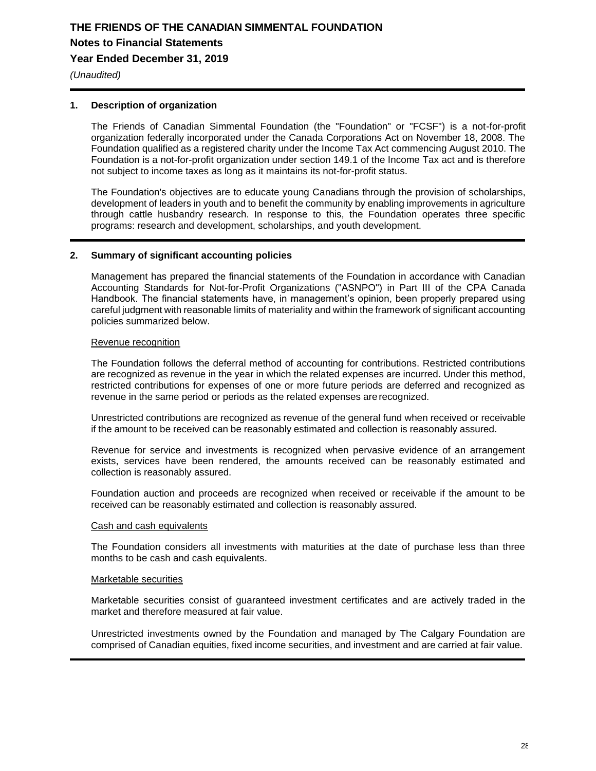# THE FRIENDS OF THE CANADIAN SIMMENTAL FOUNDATION

## Notes to Financial Statements

## Year Ended December 31, 2019

*(Unaudited)*

### 1. Description of organization

The Friends of Canadian Simmental Foundation (the "Foundation" or "FCSF") is a not-for-profit organization federally incorporated under the Canada Corporations Act on November 18, 2008. The Foundation qualified as a registered charity under the Income Tax Act commencing August 2010. The Foundation is a not-for-profit organization under section 149.1 of the Income Tax act and is therefore not subject to income taxes as long as it maintains its not-for-profit status.

The Foundation's objectives are to educate young Canadians through the provision of scholarships, development of leaders in youth and to benefit the community by enabling improvements in agriculture through cattle husbandry research. In response to this, the Foundation operates three specific programs: research and development, scholarships, and youth development.

### 2. Summary of significant accounting policies

Management has prepared the financial statements of the Foundation in accordance with Canadian Accounting Standards for Not-for-Profit Organizations ("ASNPO") in Part III of the CPA Canada Handbook. The financial statements have, in management's opinion, been properly prepared using careful judgment with reasonable limits of materiality and within the framework of significant accounting policies summarized below.

Revenue recognition

The Foundation follows the deferral method of accounting for contributions. Restricted contributions are recognized as revenue in the year in which the related expenses are incurred. Under this method, restricted contributions for expenses of one or more future periods are deferred and recognized as revenue in the same period or periods as the related expenses are recognized.

Unrestricted contributions are recognized as revenue of the general fund when received or receivable if the amount to be received can be reasonably estimated and collection is reasonably assured.

Revenue for service and investments is recognized when pervasive evidence of an arrangement exists, services have been rendered, the amounts received can be reasonably estimated and collection is reasonably assured.

Foundation auction and proceeds are recognized when received or receivable if the amount to be received can be reasonably estimated and collection is reasonably assured.

Cash and cash equivalents

The Foundation considers all investments with maturities at the date of purchase less than three months to be cash and cash equivalents.

Marketable securities

Marketable securities consist of guaranteed investment certificates and are actively traded in the market and therefore measured at fair value.

Unrestricted investments owned by the Foundation and managed by The Calgary Foundation are comprised of Canadian equities, fixed income securities, and investment and are carried at fair value.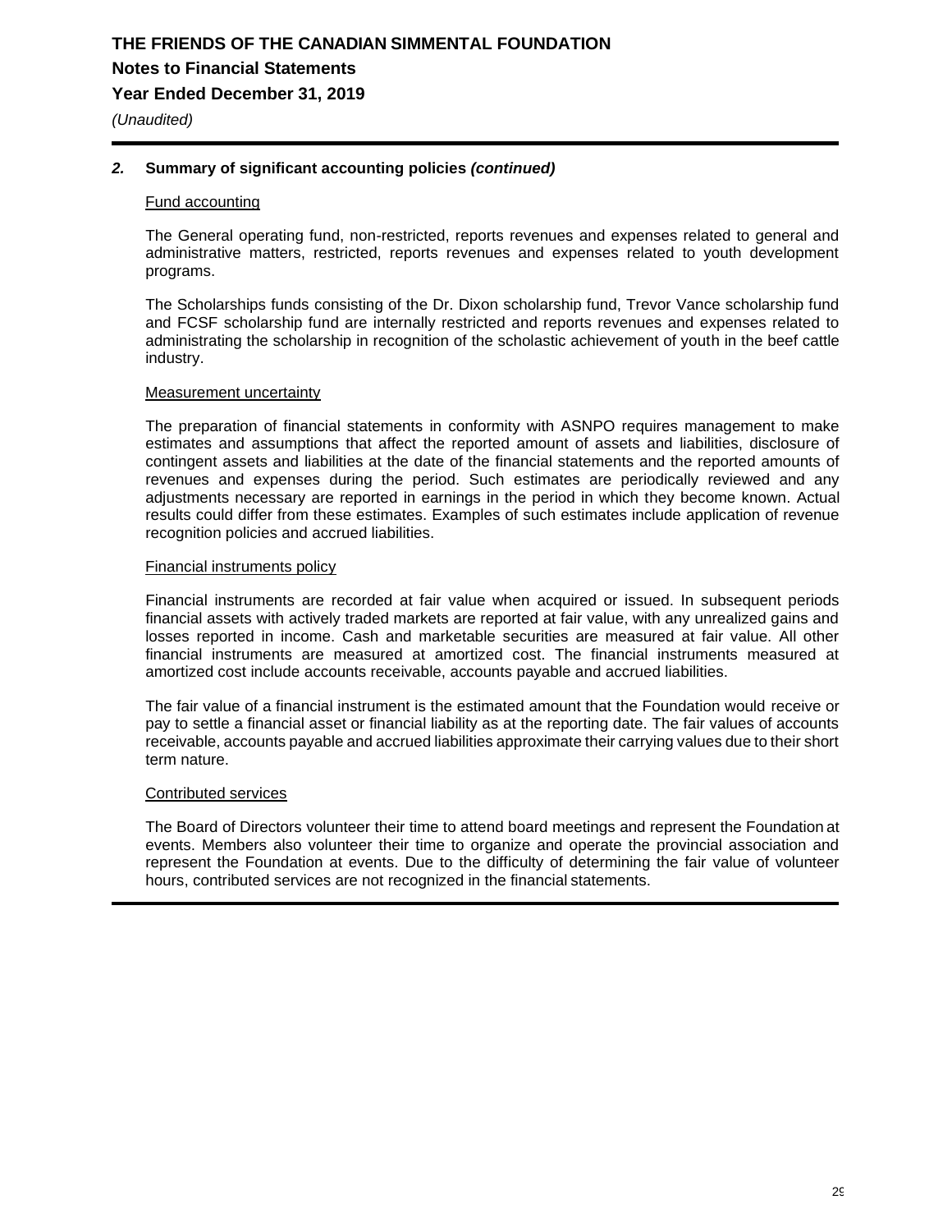# THE FRIENDS OF THE CANADIAN SIMMENTAL FOUNDATION

## Notes to Financial Statements

## Year Ended December 31, 2019

*(Unaudited)*

### *2.* Summary of significant accounting policies *(continued)*

Fund accounting

The General operating fund, non-restricted, reports revenues and expenses related to general and administrative matters, restricted, reports revenues and expenses related to youth development programs.

The Scholarships funds consisting of the Dr. Dixon scholarship fund, Trevor Vance scholarship fund and FCSF scholarship fund are internally restricted and reports revenues and expenses related to administrating the scholarship in recognition of the scholastic achievement of youth in the beef cattle industry.

Measurement uncertainty

The preparation of financial statements in conformity with ASNPO requires management to make estimates and assumptions that affect the reported amount of assets and liabilities, disclosure of contingent assets and liabilities at the date of the financial statements and the reported amounts of revenues and expenses during the period. Such estimates are periodically reviewed and any adjustments necessary are reported in earnings in the period in which they become known. Actual results could differ from these estimates. Examples of such estimates include application of revenue recognition policies and accrued liabilities.

Financial instruments policy

Financial instruments are recorded at fair value when acquired or issued. In subsequent periods financial assets with actively traded markets are reported at fair value, with any unrealized gains and losses reported in income. Cash and marketable securities are measured at fair value. All other financial instruments are measured at amortized cost. The financial instruments measured at amortized cost include accounts receivable, accounts payable and accrued liabilities.

The fair value of a financial instrument is the estimated amount that the Foundation would receive or pay to settle a financial asset or financial liability as at the reporting date. The fair values of accounts receivable, accounts payable and accrued liabilities approximate their carrying values due to their short term nature.

Contributed services

The Board of Directors volunteer their time to attend board meetings and represent the Foundation at events. Members also volunteer their time to organize and operate the provincial association and represent the Foundation at events. Due to the difficulty of determining the fair value of volunteer hours, contributed services are not recognized in the financial statements.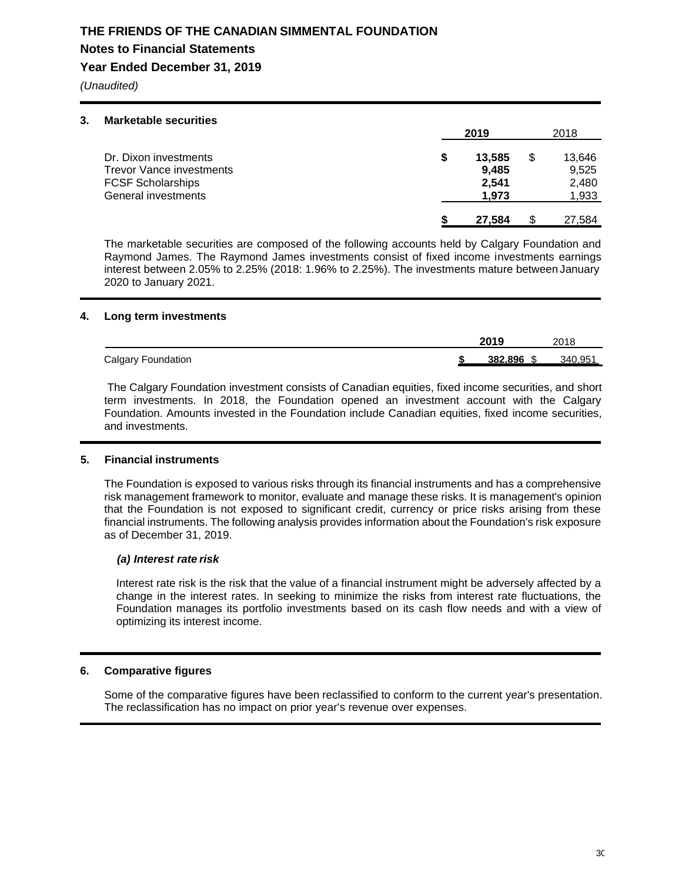**THE FRIENDS OF THE CANADIAN SIMMENTAL FOUNDATION**

**Notes to Financial Statements**

**Year Ended December 31, 2019**

*(Unaudited)*

## 3. Marketable securities

| | 2019 | 2018 |
|---|---|---|
| Dr. Dixon investments | $ 13,585 | $ 13,646 |
| Trevor Vance investments | 9,485 | 9,525 |
| FCSF Scholarships | 2,541 | 2,480 |
| General investments | 1,973 | 1,933 |
| | $ 27,584 | $ 27,584 |

The marketable securities are composed of the following accounts held by Calgary Foundation and Raymond James. The Raymond James investments consist of fixed income investments earnings interest between 2.05% to 2.25% (2018: 1.96% to 2.25%). The investments mature between January 2020 to January 2021.

## 4. Long term investments

| | 2019 | 2018 |
|---|---|---|
| Calgary Foundation | $ 382,896 | $ 340,951 |

The Calgary Foundation investment consists of Canadian equities, fixed income securities, and short term investments. In 2018, the Foundation opened an investment account with the Calgary Foundation. Amounts invested in the Foundation include Canadian equities, fixed income securities, and investments.

## 5. Financial instruments

The Foundation is exposed to various risks through its financial instruments and has a comprehensive risk management framework to monitor, evaluate and manage these risks. It is management's opinion that the Foundation is not exposed to significant credit, currency or price risks arising from these financial instruments. The following analysis provides information about the Foundation's risk exposure as of December 31, 2019.

### *(a) Interest rate risk*

Interest rate risk is the risk that the value of a financial instrument might be adversely affected by a change in the interest rates. In seeking to minimize the risks from interest rate fluctuations, the Foundation manages its portfolio investments based on its cash flow needs and with a view of optimizing its interest income.

## 6. Comparative figures

Some of the comparative figures have been reclassified to conform to the current year's presentation. The reclassification has no impact on prior year's revenue over expenses.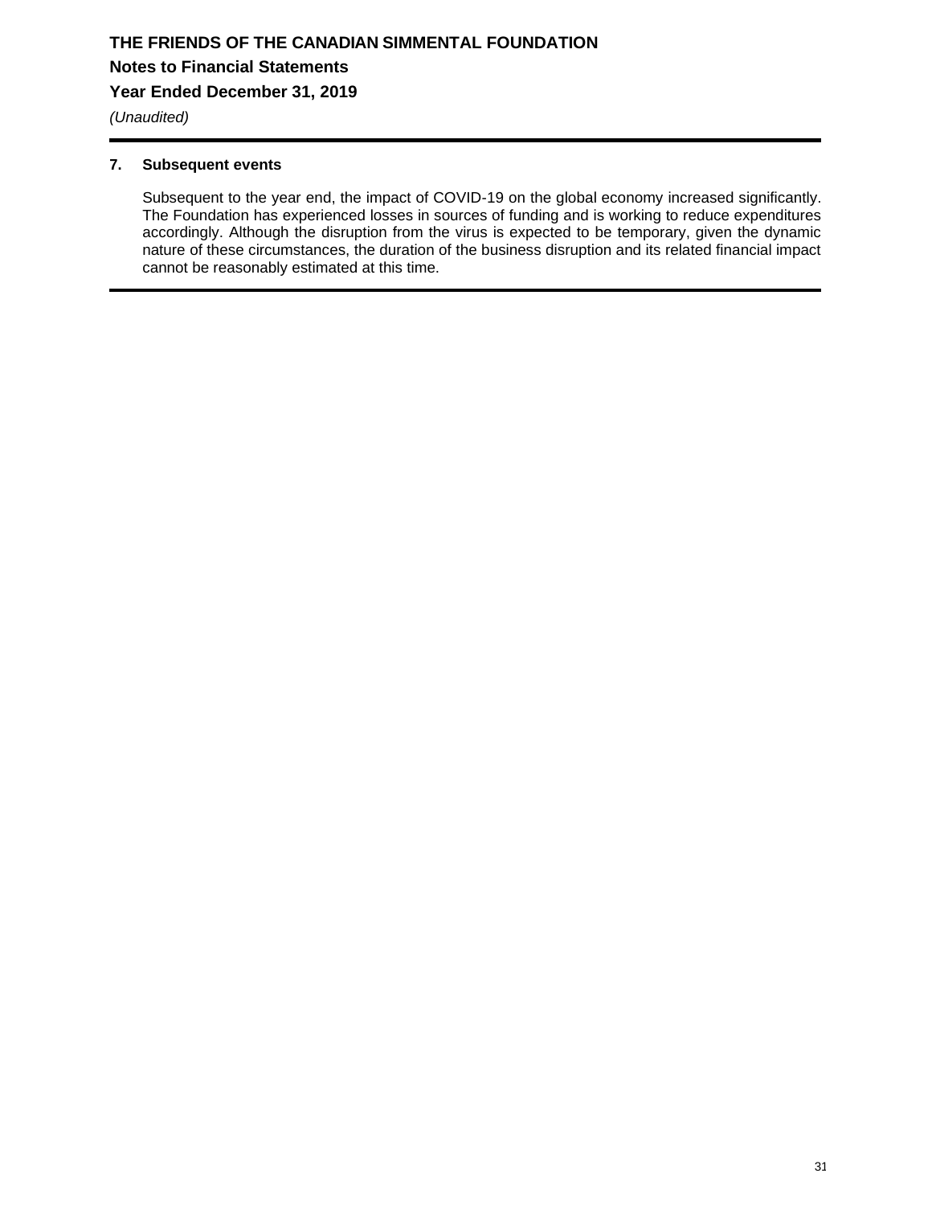# THE FRIENDS OF THE CANADIAN SIMMENTAL FOUNDATION

## Notes to Financial Statements

## Year Ended December 31, 2019

*(Unaudited)*

### 7. Subsequent events

Subsequent to the year end, the impact of COVID-19 on the global economy increased significantly. The Foundation has experienced losses in sources of funding and is working to reduce expenditures accordingly. Although the disruption from the virus is expected to be temporary, given the dynamic nature of these circumstances, the duration of the business disruption and its related financial impact cannot be reasonably estimated at this time.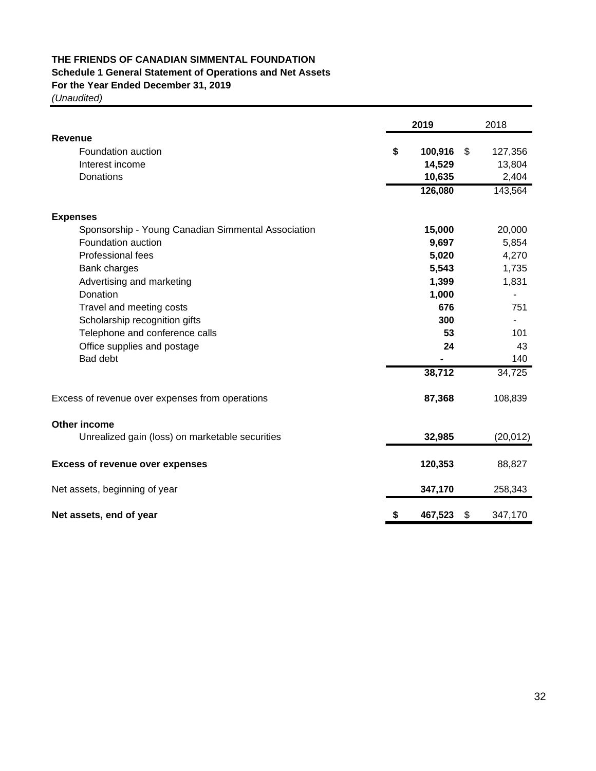**THE FRIENDS OF CANADIAN SIMMENTAL FOUNDATION**
**Schedule 1 General Statement of Operations and Net Assets**
**For the Year Ended December 31, 2019**
*(Unaudited)*

| | 2019 | 2018 |
|---|---|---|
| **Revenue** | | |
| Foundation auction | **$ 100,916** | $ 127,356 |
| Interest income | **14,529** | 13,804 |
| Donations | **10,635** | 2,404 |
| | **126,080** | 143,564 |
| **Expenses** | | |
| Sponsorship - Young Canadian Simmental Association | **15,000** | 20,000 |
| Foundation auction | **9,697** | 5,854 |
| Professional fees | **5,020** | 4,270 |
| Bank charges | **5,543** | 1,735 |
| Advertising and marketing | **1,399** | 1,831 |
| Donation | **1,000** | - |
| Travel and meeting costs | **676** | 751 |
| Scholarship recognition gifts | **300** | - |
| Telephone and conference calls | **53** | 101 |
| Office supplies and postage | **24** | 43 |
| Bad debt | **-** | 140 |
| | **38,712** | 34,725 |
| Excess of revenue over expenses from operations | **87,368** | 108,839 |
| **Other income** | | |
| Unrealized gain (loss) on marketable securities | **32,985** | (20,012) |
| **Excess of revenue over expenses** | **120,353** | 88,827 |
| Net assets, beginning of year | **347,170** | 258,343 |
| **Net assets, end of year** | **$ 467,523** | $ 347,170 |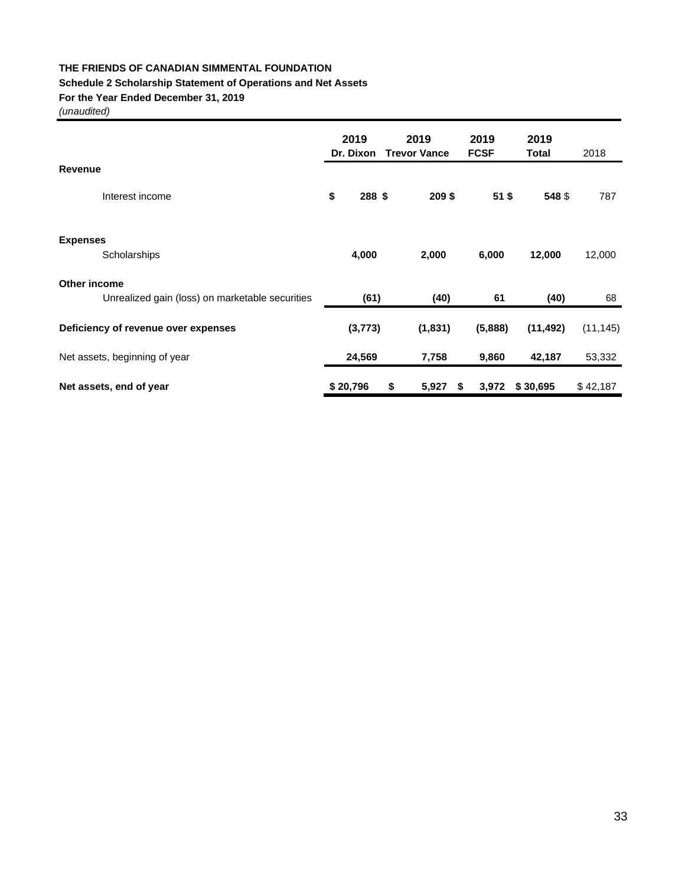**THE FRIENDS OF CANADIAN SIMMENTAL FOUNDATION**

**Schedule 2 Scholarship Statement of Operations and Net Assets**

**For the Year Ended December 31, 2019**

*(unaudited)*

| | 2019 Dr. Dixon | 2019 Trevor Vance | 2019 FCSF | 2019 Total | 2018 |
|---|---|---|---|---|---|
| **Revenue** | | | | | |
| Interest income | $ 288 | $ 209 | $ 51 | $ 548 | $ 787 |
| **Expenses** | | | | | |
| Scholarships | 4,000 | 2,000 | 6,000 | 12,000 | 12,000 |
| **Other income** | | | | | |
| Unrealized gain (loss) on marketable securities | (61) | (40) | 61 | (40) | 68 |
| **Deficiency of revenue over expenses** | (3,773) | (1,831) | (5,888) | (11,492) | (11,145) |
| Net assets, beginning of year | 24,569 | 7,758 | 9,860 | 42,187 | 53,332 |
| **Net assets, end of year** | $ 20,796 | $ 5,927 | $ 3,972 | $ 30,695 | $ 42,187 |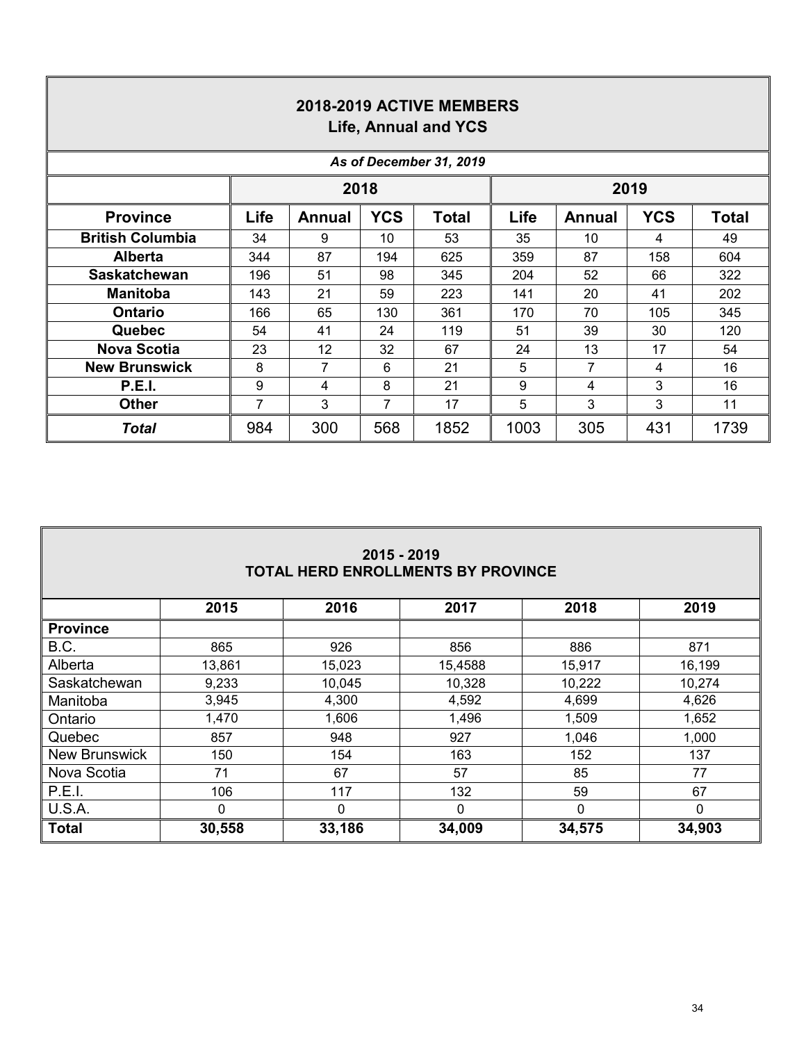## 2018-2019 ACTIVE MEMBERS
### Life, Annual and YCS

*As of December 31, 2019*

| | 2018 | | | | 2019 | | | |
|---|---|---|---|---|---|---|---|---|
| **Province** | **Life** | **Annual** | **YCS** | **Total** | **Life** | **Annual** | **YCS** | **Total** |
| **British Columbia** | 34 | 9 | 10 | 53 | 35 | 10 | 4 | 49 |
| **Alberta** | 344 | 87 | 194 | 625 | 359 | 87 | 158 | 604 |
| **Saskatchewan** | 196 | 51 | 98 | 345 | 204 | 52 | 66 | 322 |
| **Manitoba** | 143 | 21 | 59 | 223 | 141 | 20 | 41 | 202 |
| **Ontario** | 166 | 65 | 130 | 361 | 170 | 70 | 105 | 345 |
| **Quebec** | 54 | 41 | 24 | 119 | 51 | 39 | 30 | 120 |
| **Nova Scotia** | 23 | 12 | 32 | 67 | 24 | 13 | 17 | 54 |
| **New Brunswick** | 8 | 7 | 6 | 21 | 5 | 7 | 4 | 16 |
| **P.E.I.** | 9 | 4 | 8 | 21 | 9 | 4 | 3 | 16 |
| **Other** | 7 | 3 | 7 | 17 | 5 | 3 | 3 | 11 |
| ***Total*** | 984 | 300 | 568 | 1852 | 1003 | 305 | 431 | 1739 |

## 2015 - 2019
## TOTAL HERD ENROLLMENTS BY PROVINCE

| | 2015 | 2016 | 2017 | 2018 | 2019 |
|---|---|---|---|---|---|
| **Province** | | | | | |
| B.C. | 865 | 926 | 856 | 886 | 871 |
| Alberta | 13,861 | 15,023 | 15,4588 | 15,917 | 16,199 |
| Saskatchewan | 9,233 | 10,045 | 10,328 | 10,222 | 10,274 |
| Manitoba | 3,945 | 4,300 | 4,592 | 4,699 | 4,626 |
| Ontario | 1,470 | 1,606 | 1,496 | 1,509 | 1,652 |
| Quebec | 857 | 948 | 927 | 1,046 | 1,000 |
| New Brunswick | 150 | 154 | 163 | 152 | 137 |
| Nova Scotia | 71 | 67 | 57 | 85 | 77 |
| P.E.I. | 106 | 117 | 132 | 59 | 67 |
| U.S.A. | 0 | 0 | 0 | 0 | 0 |
| **Total** | **30,558** | **33,186** | **34,009** | **34,575** | **34,903** |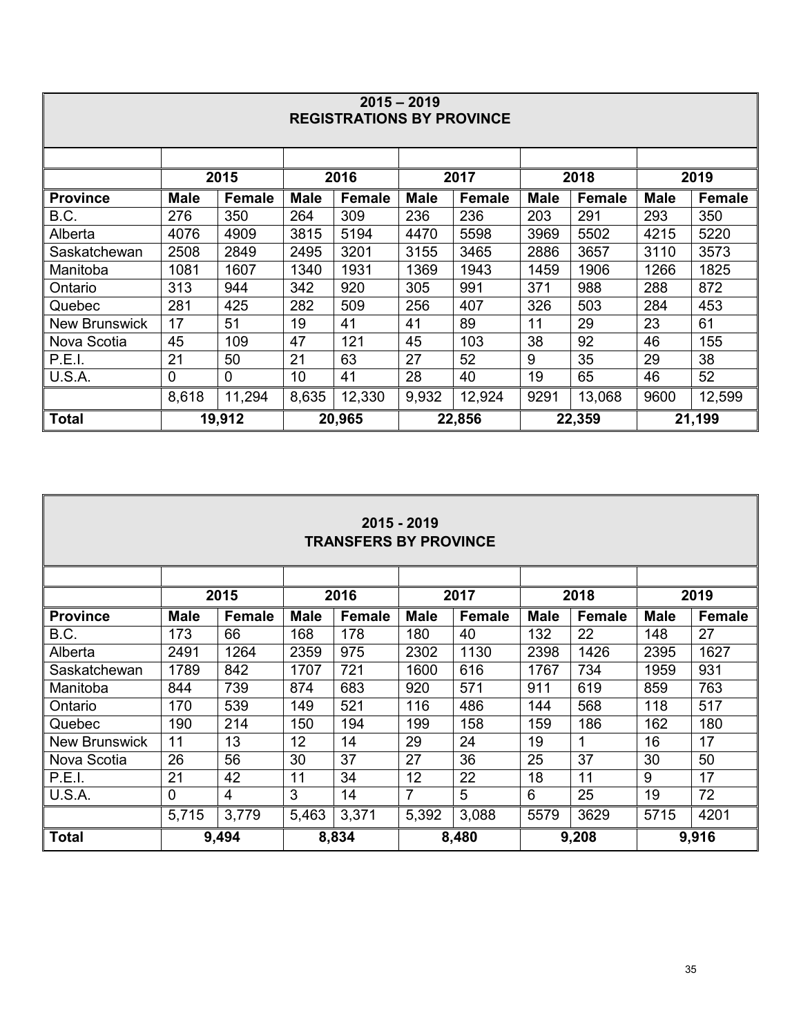| 2015 – 2019 REGISTRATIONS BY PROVINCE | | | | | | | | | | |
|---|---|---|---|---|---|---|---|---|---|---|
| | | | | | | | | | | |
| | 2015 | | 2016 | | 2017 | | 2018 | | 2019 | |
| **Province** | **Male** | **Female** | **Male** | **Female** | **Male** | **Female** | **Male** | **Female** | **Male** | **Female** |
| B.C. | 276 | 350 | 264 | 309 | 236 | 236 | 203 | 291 | 293 | 350 |
| Alberta | 4076 | 4909 | 3815 | 5194 | 4470 | 5598 | 3969 | 5502 | 4215 | 5220 |
| Saskatchewan | 2508 | 2849 | 2495 | 3201 | 3155 | 3465 | 2886 | 3657 | 3110 | 3573 |
| Manitoba | 1081 | 1607 | 1340 | 1931 | 1369 | 1943 | 1459 | 1906 | 1266 | 1825 |
| Ontario | 313 | 944 | 342 | 920 | 305 | 991 | 371 | 988 | 288 | 872 |
| Quebec | 281 | 425 | 282 | 509 | 256 | 407 | 326 | 503 | 284 | 453 |
| New Brunswick | 17 | 51 | 19 | 41 | 41 | 89 | 11 | 29 | 23 | 61 |
| Nova Scotia | 45 | 109 | 47 | 121 | 45 | 103 | 38 | 92 | 46 | 155 |
| P.E.I. | 21 | 50 | 21 | 63 | 27 | 52 | 9 | 35 | 29 | 38 |
| U.S.A. | 0 | 0 | 10 | 41 | 28 | 40 | 19 | 65 | 46 | 52 |
| | 8,618 | 11,294 | 8,635 | 12,330 | 9,932 | 12,924 | 9291 | 13,068 | 9600 | 12,599 |
| **Total** | 19,912 | | 20,965 | | 22,856 | | 22,359 | | 21,199 | |

| 2015 - 2019 TRANSFERS BY PROVINCE | | | | | | | | | | |
|---|---|---|---|---|---|---|---|---|---|---|
| | | | | | | | | | | |
| | 2015 | | 2016 | | 2017 | | 2018 | | 2019 | |
| **Province** | **Male** | **Female** | **Male** | **Female** | **Male** | **Female** | **Male** | **Female** | **Male** | **Female** |
| B.C. | 173 | 66 | 168 | 178 | 180 | 40 | 132 | 22 | 148 | 27 |
| Alberta | 2491 | 1264 | 2359 | 975 | 2302 | 1130 | 2398 | 1426 | 2395 | 1627 |
| Saskatchewan | 1789 | 842 | 1707 | 721 | 1600 | 616 | 1767 | 734 | 1959 | 931 |
| Manitoba | 844 | 739 | 874 | 683 | 920 | 571 | 911 | 619 | 859 | 763 |
| Ontario | 170 | 539 | 149 | 521 | 116 | 486 | 144 | 568 | 118 | 517 |
| Quebec | 190 | 214 | 150 | 194 | 199 | 158 | 159 | 186 | 162 | 180 |
| New Brunswick | 11 | 13 | 12 | 14 | 29 | 24 | 19 | 1 | 16 | 17 |
| Nova Scotia | 26 | 56 | 30 | 37 | 27 | 36 | 25 | 37 | 30 | 50 |
| P.E.I. | 21 | 42 | 11 | 34 | 12 | 22 | 18 | 11 | 9 | 17 |
| U.S.A. | 0 | 4 | 3 | 14 | 7 | 5 | 6 | 25 | 19 | 72 |
| | 5,715 | 3,779 | 5,463 | 3,371 | 5,392 | 3,088 | 5579 | 3629 | 5715 | 4201 |
| **Total** | 9,494 | | 8,834 | | 8,480 | | 9,208 | | 9,916 | |